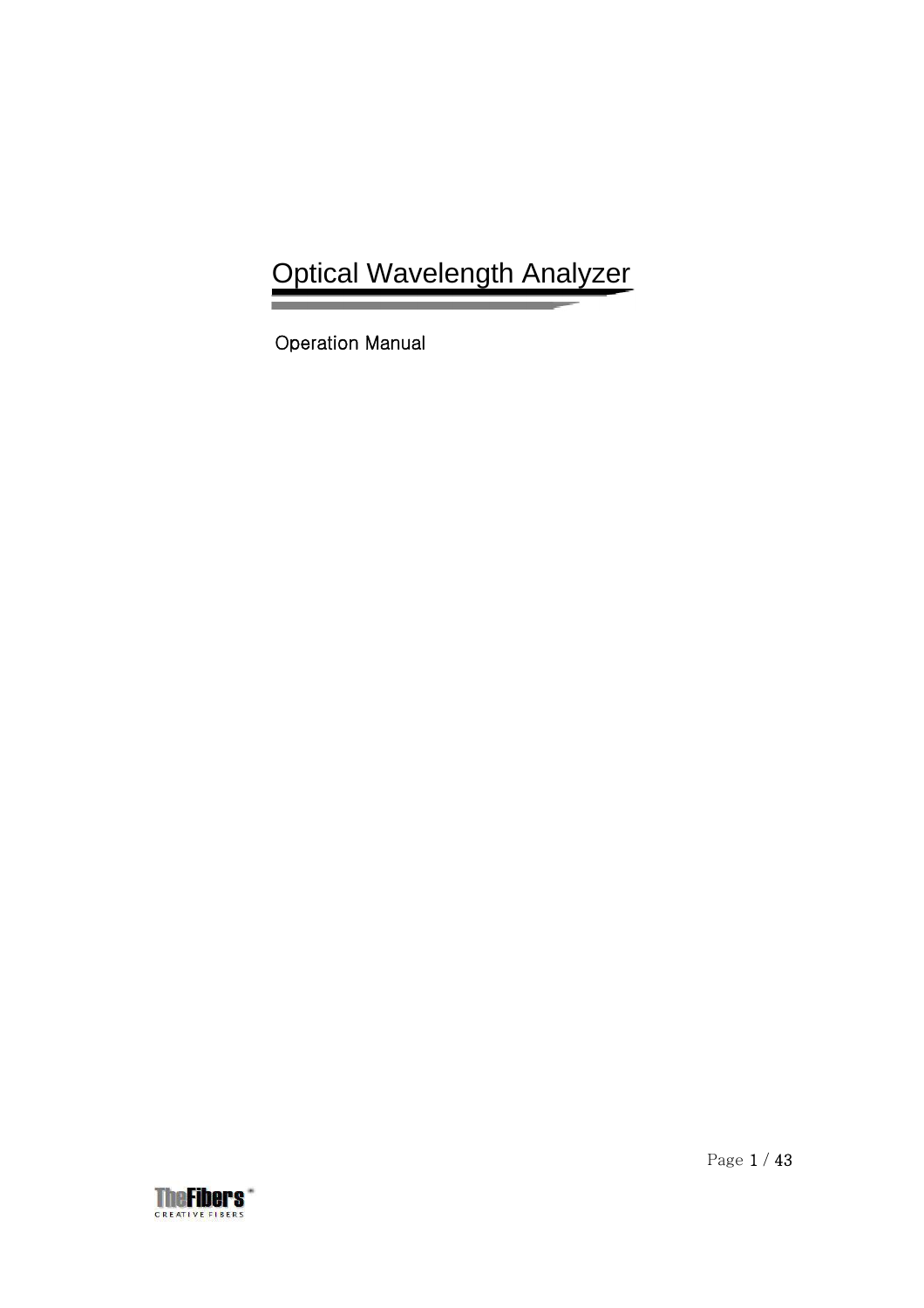# Optical Wavelength Analyzer

Operation Manual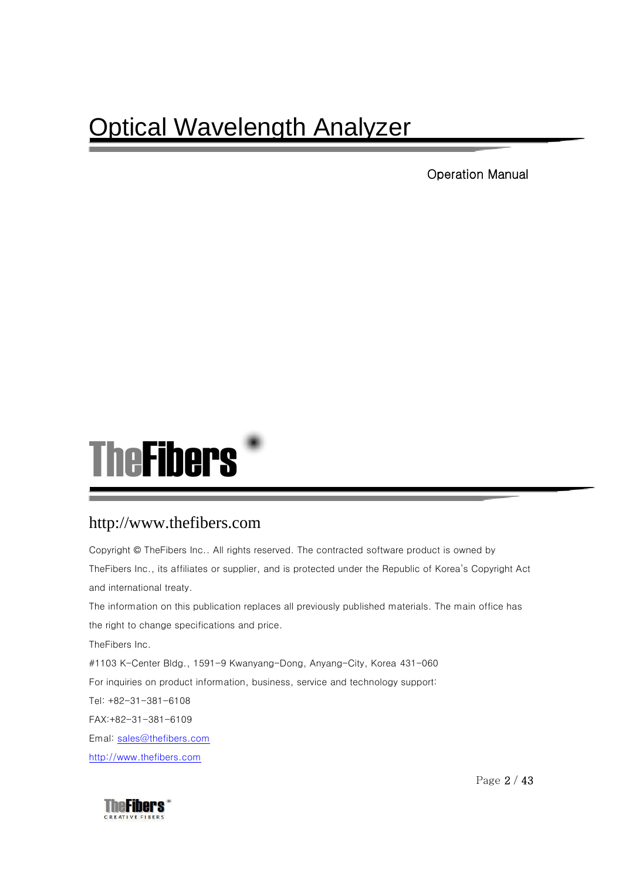# Optical Wavelength Analyzer

Operation Manual

TheFibers

http://www.thefibers.com

Copyright © TheFibers Inc.. All rights reserved. The contracted software product is owned by TheFibers Inc., its affiliates or supplier, and is protected under the Republic of Korea's Copyright Act and international treaty.

The information on this publication replaces all previously published materials. The main office has the right to change specifications and price.

TheFibers Inc.

#1103 K-Center Bldg., 1591-9 Kwanyang-Dong, Anyang-City, Korea 431-060

For inquiries on product information, business, service and technology support:

Tel: +82-31-381-6108

FAX:+82-31-381-6109

Emal: sales@thefibers.com

http://www.thefibers.com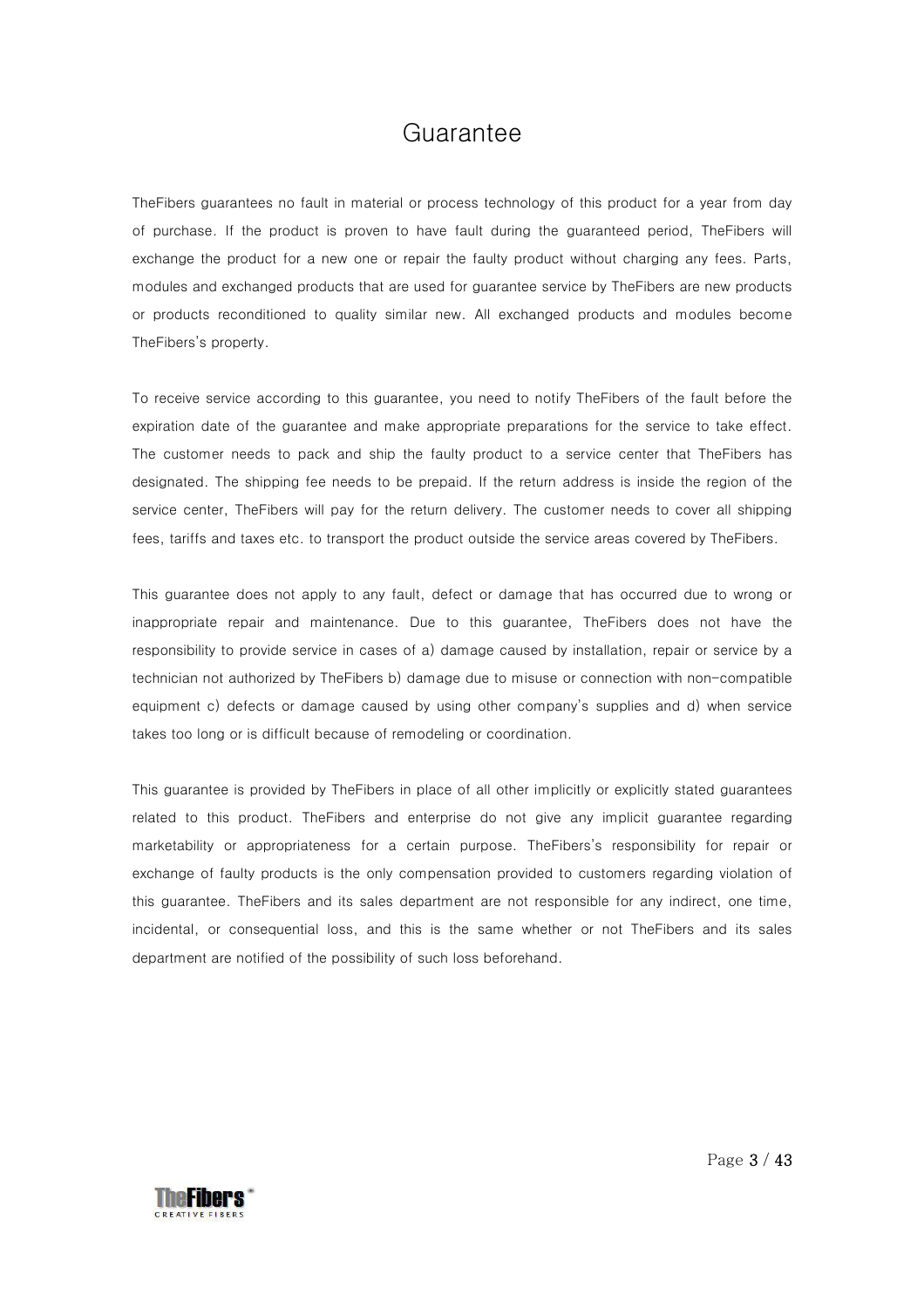# Guarantee

TheFibers guarantees no fault in material or process technology of this product for a year from day of purchase. If the product is proven to have fault during the guaranteed period, TheFibers will exchange the product for a new one or repair the faulty product without charging any fees. Parts, modules and exchanged products that are used for guarantee service by TheFibers are new products or products reconditioned to quality similar new. All exchanged products and modules become TheFibers's property.

To receive service according to this guarantee, you need to notify TheFibers of the fault before the expiration date of the guarantee and make appropriate preparations for the service to take effect. The customer needs to pack and ship the faulty product to a service center that TheFibers has designated. The shipping fee needs to be prepaid. If the return address is inside the region of the service center, TheFibers will pay for the return delivery. The customer needs to cover all shipping fees, tariffs and taxes etc. to transport the product outside the service areas covered by TheFibers.

This guarantee does not apply to any fault, defect or damage that has occurred due to wrong or inappropriate repair and maintenance. Due to this guarantee, TheFibers does not have the responsibility to provide service in cases of a) damage caused by installation, repair or service by a technician not authorized by TheFibers b) damage due to misuse or connection with non-compatible equipment c) defects or damage caused by using other company's supplies and d) when service takes too long or is difficult because of remodeling or coordination.

This guarantee is provided by TheFibers in place of all other implicitly or explicitly stated guarantees related to this product. TheFibers and enterprise do not give any implicit guarantee regarding marketability or appropriateness for a certain purpose. TheFibers's responsibility for repair or exchange of faulty products is the only compensation provided to customers regarding violation of this guarantee. TheFibers and its sales department are not responsible for any indirect, one time, incidental, or consequential loss, and this is the same whether or not TheFibers and its sales department are notified of the possibility of such loss beforehand.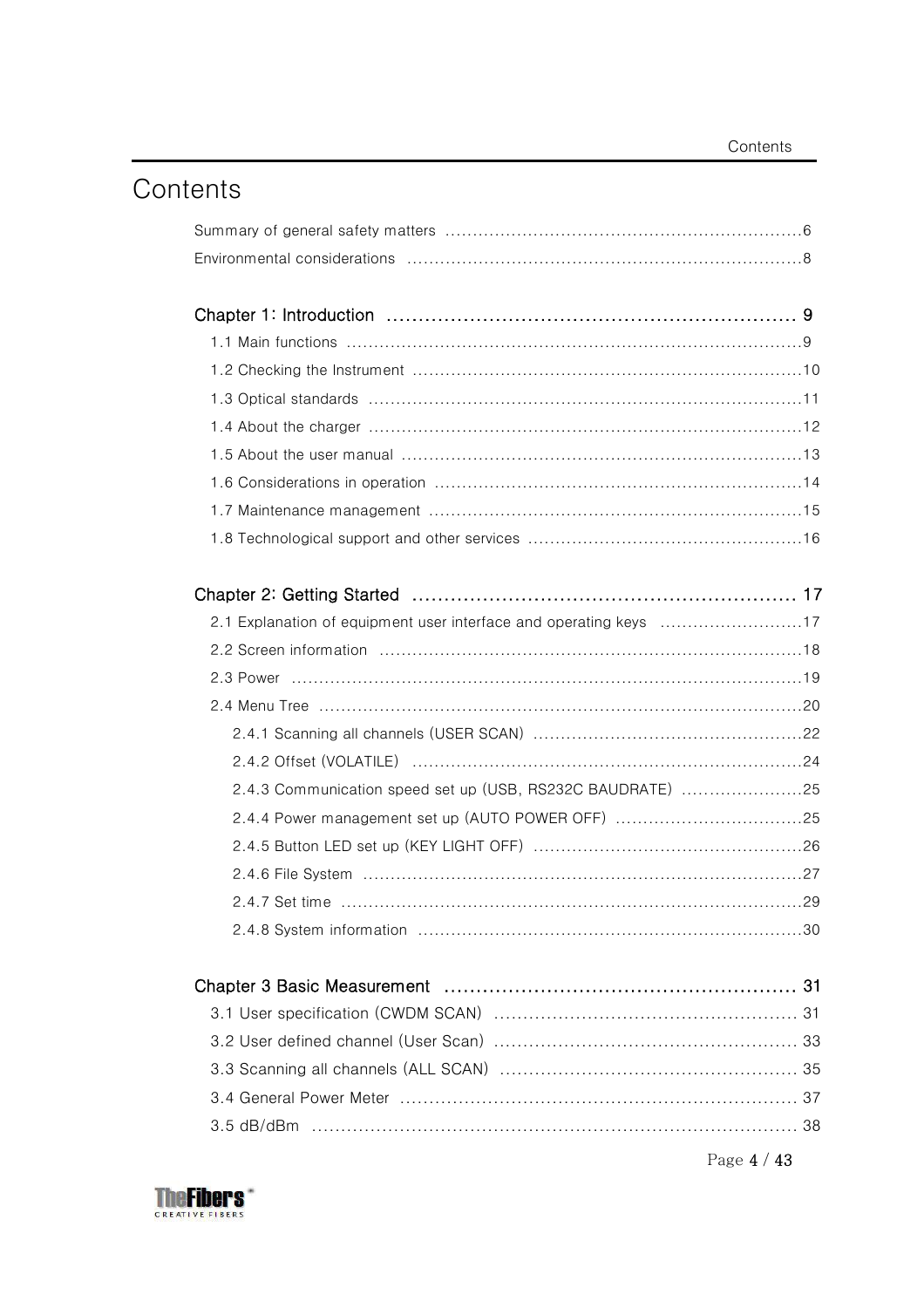# Contents

Summary of general safety matters ................................................................6

Environmental considerations .......................................................................8

**Chapter 1: Introduction** ............................................................... 9

- 1.1 Main functions ..................................................................................9
- 1.2 Checking the Instrument .....................................................................10
- 1.3 Optical standards .............................................................................11
- 1.4 About the charger .............................................................................12
- 1.5 About the user manual ........................................................................13
- 1.6 Considerations in operation ..................................................................14
- 1.7 Maintenance management ...................................................................15
- 1.8 Technological support and other services .................................................16

**Chapter 2: Getting Started** ........................................................... 17

- 2.1 Explanation of equipment user interface and operating keys ..........................17
- 2.2 Screen information ............................................................................18
- 2.3 Power ...........................................................................................19
- 2.4 Menu Tree ......................................................................................20
  - 2.4.1 Scanning all channels (USER SCAN) ................................................22
  - 2.4.2 Offset (VOLATILE) ......................................................................24
  - 2.4.3 Communication speed set up (USB, RS232C BAUDRATE) ......................25
  - 2.4.4 Power management set up (AUTO POWER OFF) ..................................25
  - 2.4.5 Button LED set up (KEY LIGHT OFF) ................................................26
  - 2.4.6 File System ...............................................................................27
  - 2.4.7 Set time ...................................................................................29
  - 2.4.8 System information .....................................................................30

**Chapter 3 Basic Measurement** ...................................................... 31

- 3.1 User specification (CWDM SCAN) .................................................... 31
- 3.2 User defined channel (User Scan) .................................................... 33
- 3.3 Scanning all channels (ALL SCAN) ................................................... 35
- 3.4 General Power Meter .................................................................... 37
- 3.5 dB/dBm .................................................................................... 38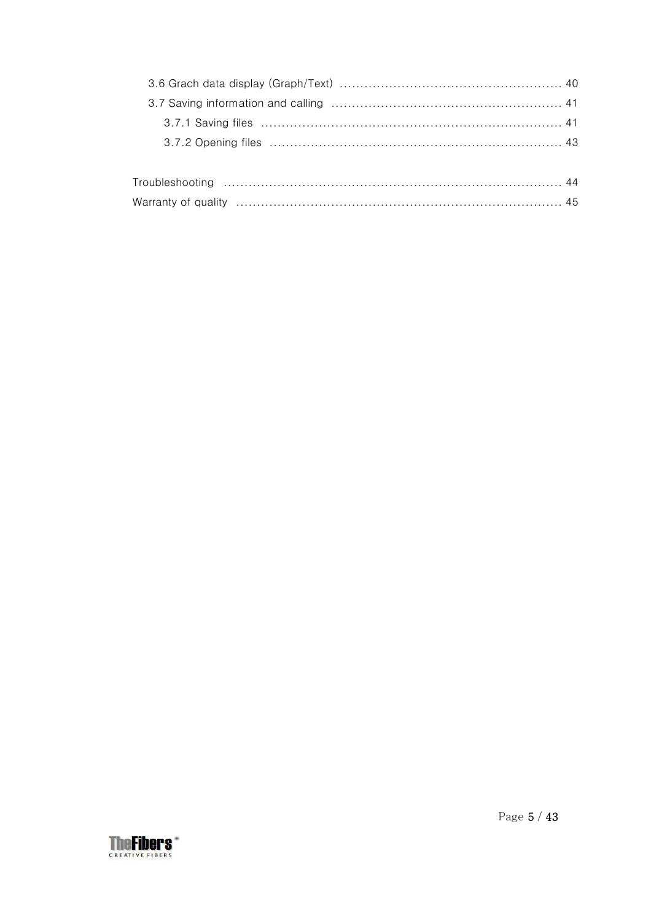- 3.6 Grach data display (Graph/Text) ...................................................... 40
- 3.7 Saving information and calling ........................................................ 41
  - 3.7.1 Saving files ......................................................................... 41
  - 3.7.2 Opening files ....................................................................... 43

Troubleshooting .................................................................................. 44

Warranty of quality .............................................................................. 45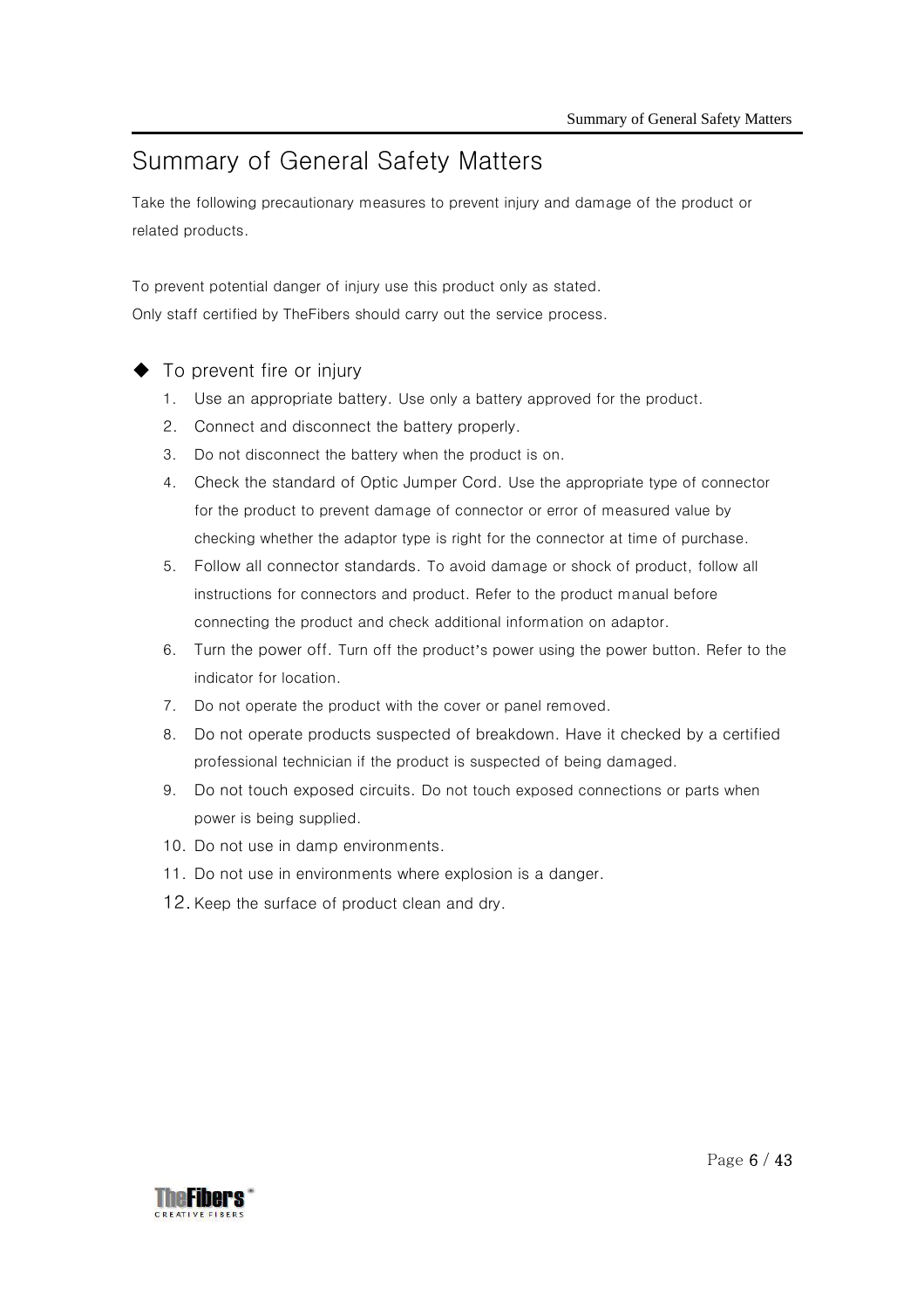# Summary of General Safety Matters

Take the following precautionary measures to prevent injury and damage of the product or related products.

To prevent potential danger of injury use this product only as stated.
Only staff certified by TheFibers should carry out the service process.

## ◆ To prevent fire or injury

1. Use an appropriate battery. Use only a battery approved for the product.
2. Connect and disconnect the battery properly.
3. Do not disconnect the battery when the product is on.
4. Check the standard of Optic Jumper Cord. Use the appropriate type of connector for the product to prevent damage of connector or error of measured value by checking whether the adaptor type is right for the connector at time of purchase.
5. Follow all connector standards. To avoid damage or shock of product, follow all instructions for connectors and product. Refer to the product manual before connecting the product and check additional information on adaptor.
6. Turn the power off. Turn off the product's power using the power button. Refer to the indicator for location.
7. Do not operate the product with the cover or panel removed.
8. Do not operate products suspected of breakdown. Have it checked by a certified professional technician if the product is suspected of being damaged.
9. Do not touch exposed circuits. Do not touch exposed connections or parts when power is being supplied.
10. Do not use in damp environments.
11. Do not use in environments where explosion is a danger.
12. Keep the surface of product clean and dry.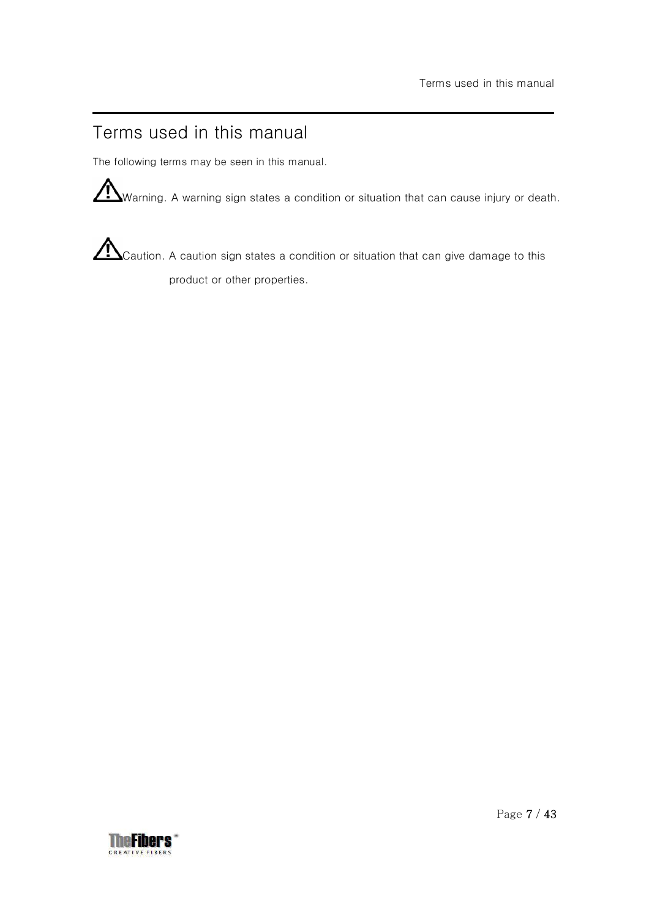# Terms used in this manual

The following terms may be seen in this manual.

⚠Warning. A warning sign states a condition or situation that can cause injury or death.

⚠Caution. A caution sign states a condition or situation that can give damage to this product or other properties.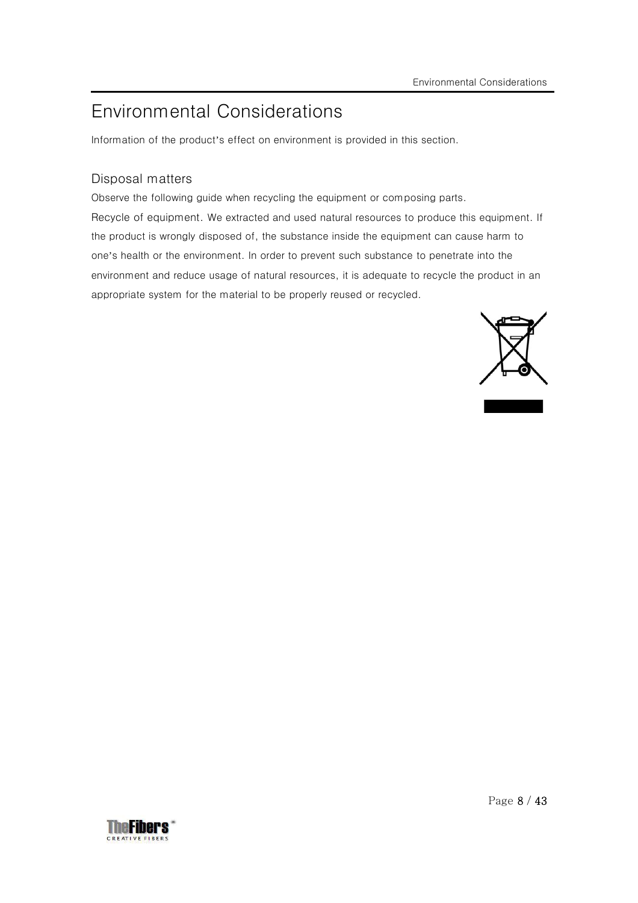# Environmental Considerations

Information of the product's effect on environment is provided in this section.

## Disposal matters

Observe the following guide when recycling the equipment or composing parts.

Recycle of equipment. We extracted and used natural resources to produce this equipment. If the product is wrongly disposed of, the substance inside the equipment can cause harm to one's health or the environment. In order to prevent such substance to penetrate into the environment and reduce usage of natural resources, it is adequate to recycle the product in an appropriate system for the material to be properly reused or recycled.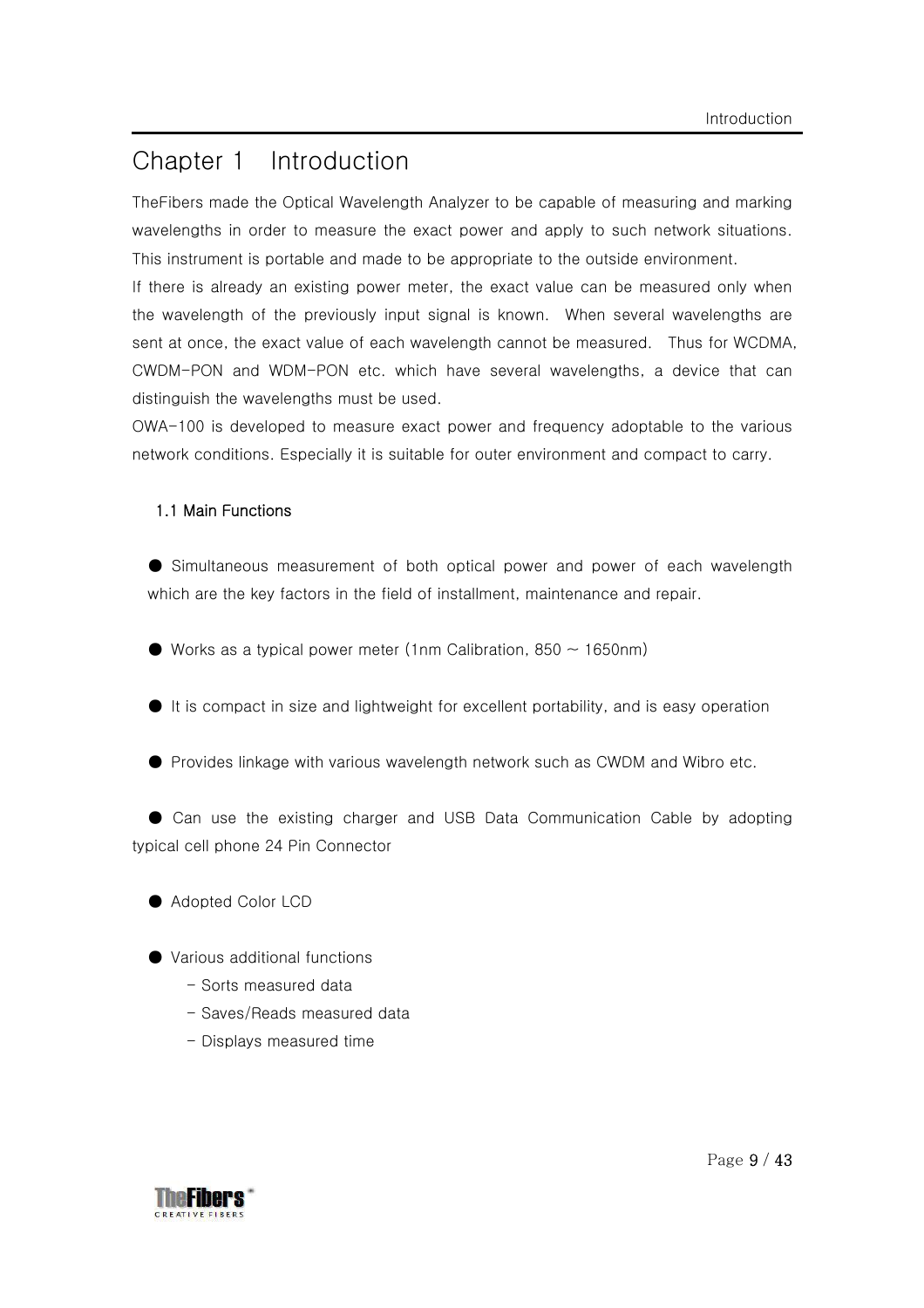# Chapter 1 Introduction

TheFibers made the Optical Wavelength Analyzer to be capable of measuring and marking wavelengths in order to measure the exact power and apply to such network situations. This instrument is portable and made to be appropriate to the outside environment.
If there is already an existing power meter, the exact value can be measured only when the wavelength of the previously input signal is known. When several wavelengths are sent at once, the exact value of each wavelength cannot be measured. Thus for WCDMA, CWDM-PON and WDM-PON etc. which have several wavelengths, a device that can distinguish the wavelengths must be used.
OWA-100 is developed to measure exact power and frequency adoptable to the various network conditions. Especially it is suitable for outer environment and compact to carry.

## 1.1 Main Functions

- Simultaneous measurement of both optical power and power of each wavelength which are the key factors in the field of installment, maintenance and repair.

- Works as a typical power meter (1nm Calibration, 850 ~ 1650nm)

- It is compact in size and lightweight for excellent portability, and is easy operation

- Provides linkage with various wavelength network such as CWDM and Wibro etc.

- Can use the existing charger and USB Data Communication Cable by adopting typical cell phone 24 Pin Connector

- Adopted Color LCD

- Various additional functions
  - Sorts measured data
  - Saves/Reads measured data
  - Displays measured time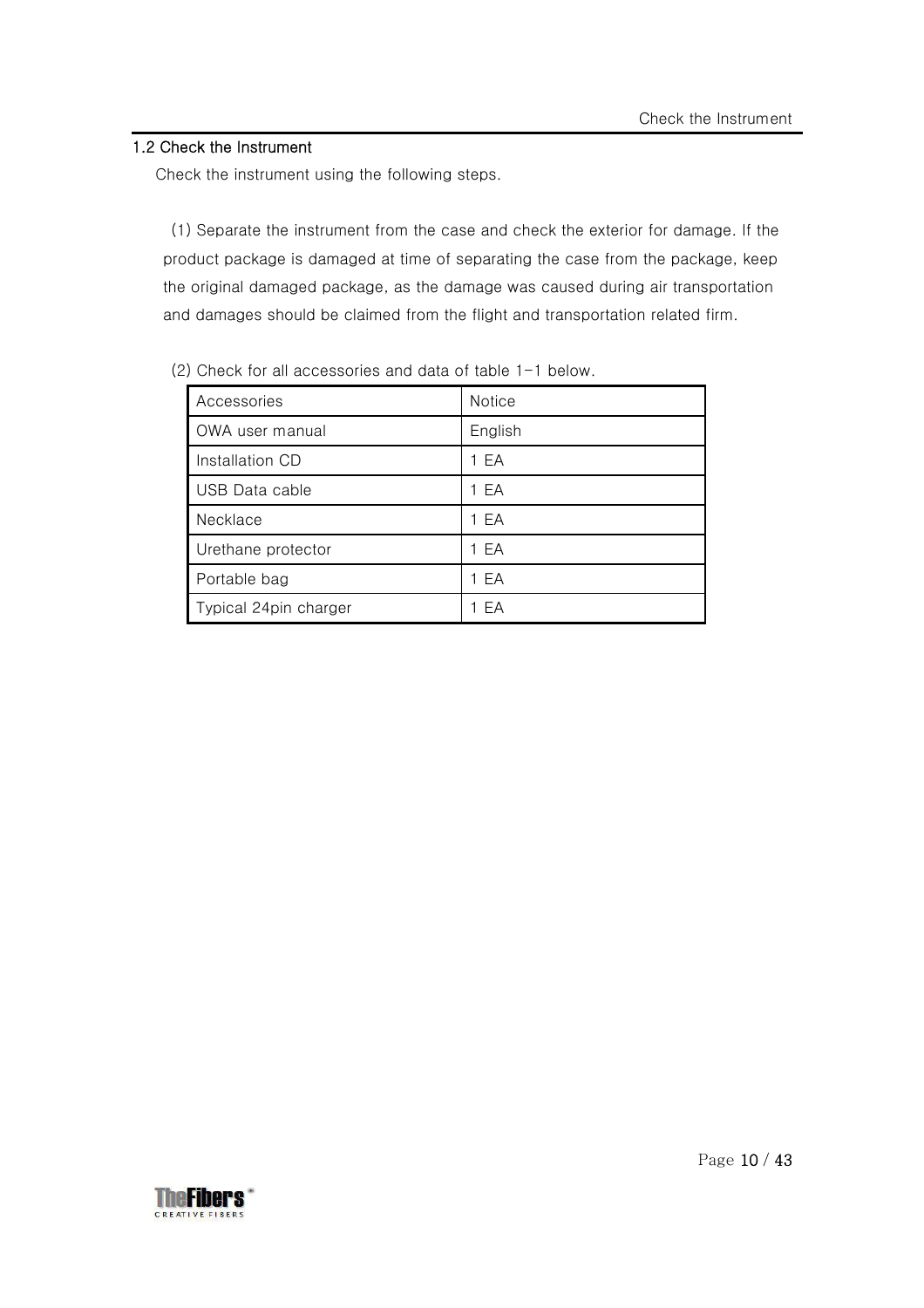## 1.2 Check the Instrument

Check the instrument using the following steps.

(1) Separate the instrument from the case and check the exterior for damage. If the product package is damaged at time of separating the case from the package, keep the original damaged package, as the damage was caused during air transportation and damages should be claimed from the flight and transportation related firm.

(2) Check for all accessories and data of table 1-1 below.

| Accessories | Notice |
|---|---|
| OWA user manual | English |
| Installation CD | 1 EA |
| USB Data cable | 1 EA |
| Necklace | 1 EA |
| Urethane protector | 1 EA |
| Portable bag | 1 EA |
| Typical 24pin charger | 1 EA |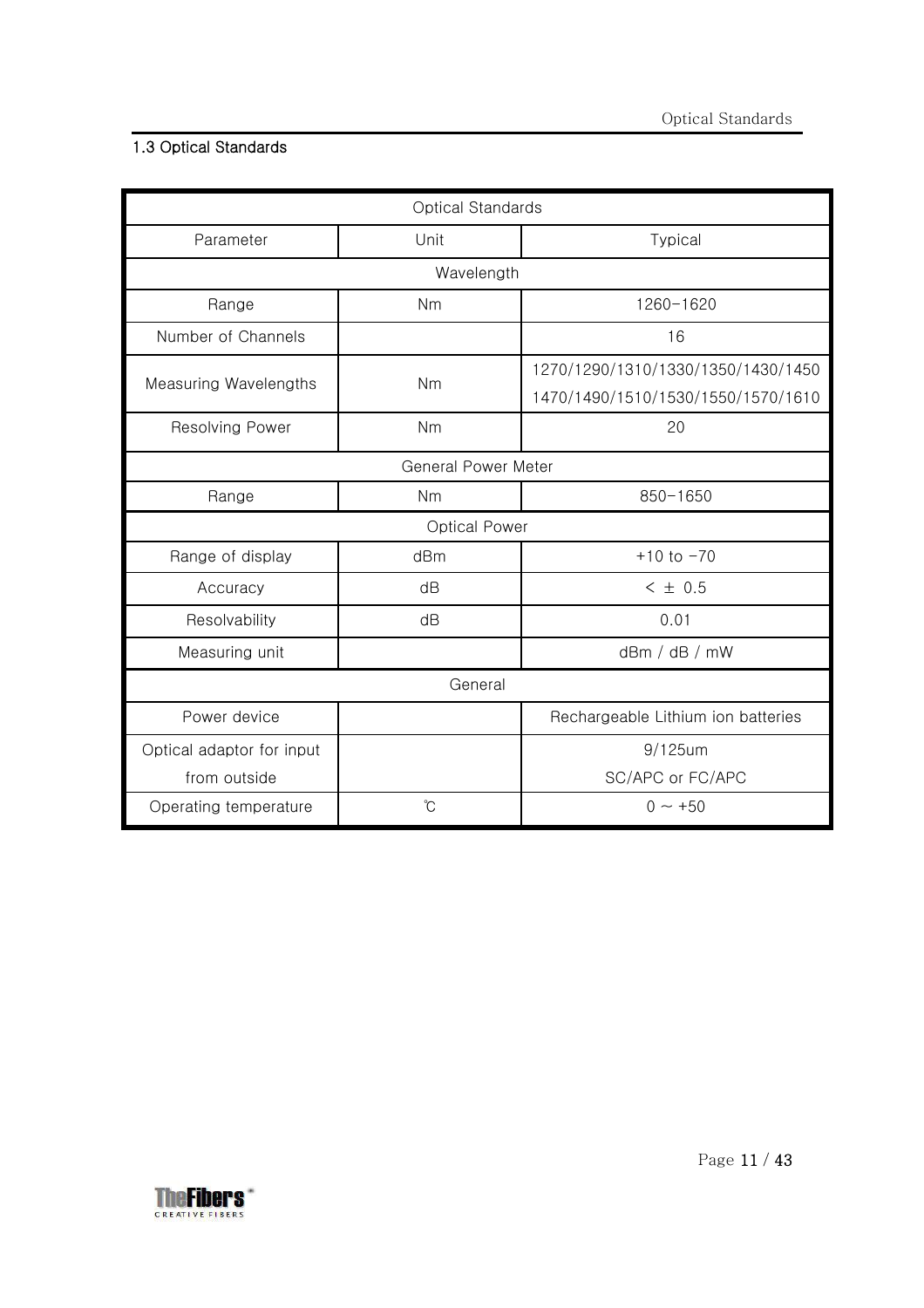## 1.3 Optical Standards

| Optical Standards | | |
|---|---|---|
| Parameter | Unit | Typical |
| Wavelength | | |
| Range | Nm | 1260~1620 |
| Number of Channels | | 16 |
| Measuring Wavelengths | Nm | 1270/1290/1310/1330/1350/1430/1450<br>1470/1490/1510/1530/1550/1570/1610 |
| Resolving Power | Nm | 20 |
| General Power Meter | | |
| Range | Nm | 850~1650 |
| Optical Power | | |
| Range of display | dBm | +10 to -70 |
| Accuracy | dB | < ± 0.5 |
| Resolvability | dB | 0.01 |
| Measuring unit | | dBm / dB / mW |
| General | | |
| Power device | | Rechargeable Lithium ion batteries |
| Optical adaptor for input from outside | | 9/125um<br>SC/APC or FC/APC |
| Operating temperature | ℃ | 0 ~ +50 |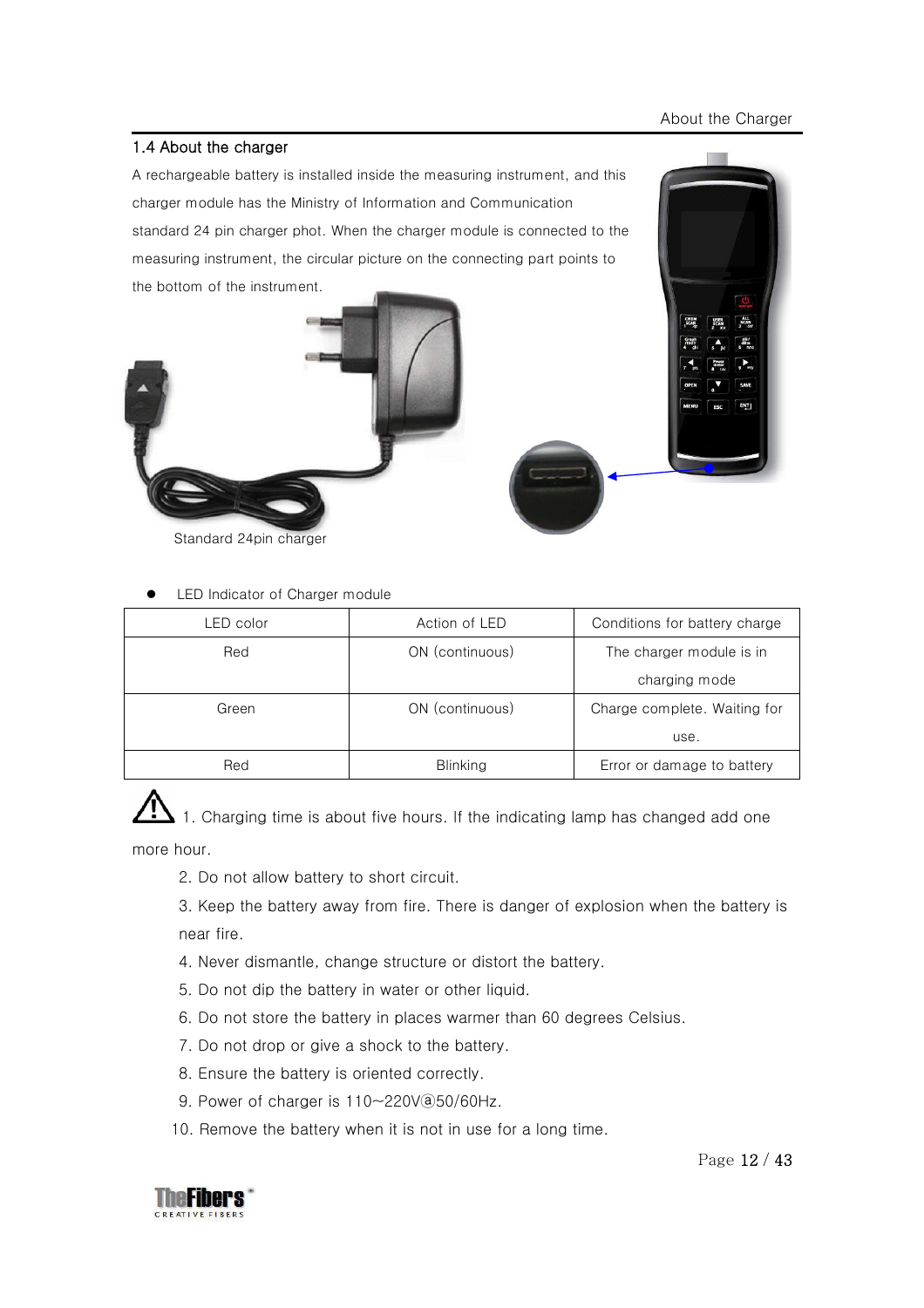## 1.4 About the charger

A rechargeable battery is installed inside the measuring instrument, and this charger module has the Ministry of Information and Communication standard 24 pin charger phot. When the charger module is connected to the measuring instrument, the circular picture on the connecting part points to the bottom of the instrument.

Standard 24pin charger

- LED Indicator of Charger module

| LED color | Action of LED | Conditions for battery charge |
|---|---|---|
| Red | ON (continuous) | The charger module is in charging mode |
| Green | ON (continuous) | Charge complete. Waiting for use. |
| Red | Blinking | Error or damage to battery |

⚠ 1. Charging time is about five hours. If the indicating lamp has changed add one more hour.

2. Do not allow battery to short circuit.
3. Keep the battery away from fire. There is danger of explosion when the battery is near fire.
4. Never dismantle, change structure or distort the battery.
5. Do not dip the battery in water or other liquid.
6. Do not store the battery in places warmer than 60 degrees Celsius.
7. Do not drop or give a shock to the battery.
8. Ensure the battery is oriented correctly.
9. Power of charger is 110~220V@50/60Hz.
10. Remove the battery when it is not in use for a long time.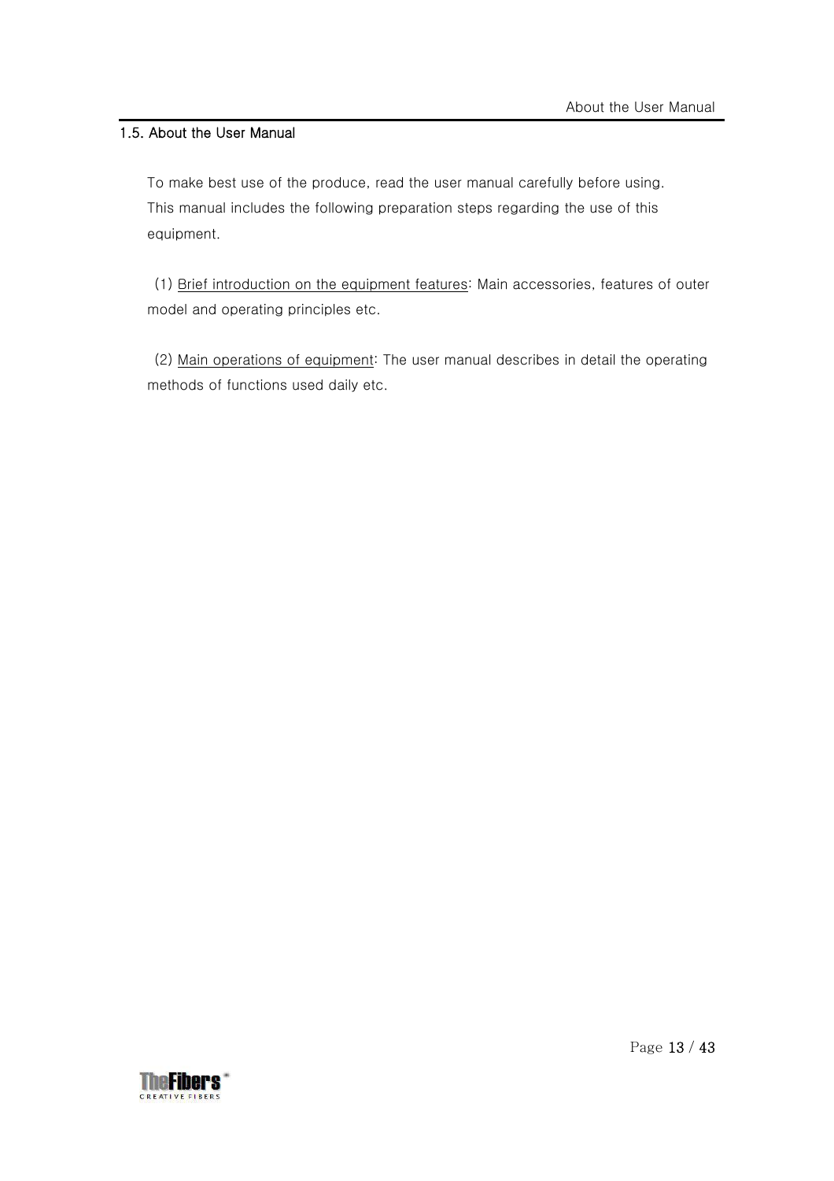## 1.5. About the User Manual

To make best use of the produce, read the user manual carefully before using.
This manual includes the following preparation steps regarding the use of this equipment.

(1) Brief introduction on the equipment features: Main accessories, features of outer model and operating principles etc.

(2) Main operations of equipment: The user manual describes in detail the operating methods of functions used daily etc.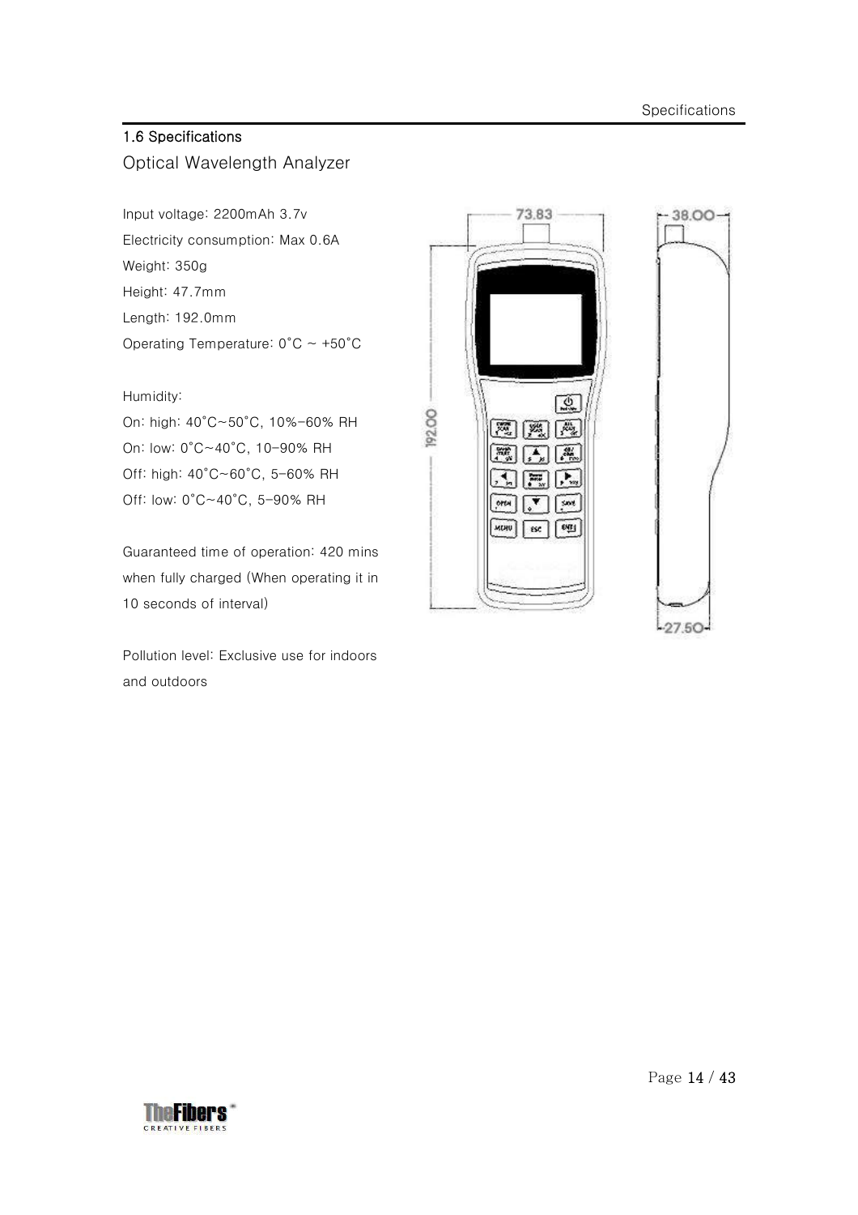## 1.6 Specifications

### Optical Wavelength Analyzer

Input voltage: 2200mAh 3.7v
Electricity consumption: Max 0.6A
Weight: 350g
Height: 47.7mm
Length: 192.0mm
Operating Temperature: 0˚C ~ +50˚C

Humidity:
On: high: 40˚C~50˚C, 10%-60% RH
On: low: 0˚C~40˚C, 10-90% RH
Off: high: 40˚C~60˚C, 5-60% RH
Off: low: 0˚C~40˚C, 5-90% RH

Guaranteed time of operation: 420 mins when fully charged (When operating it in 10 seconds of interval)

Pollution level: Exclusive use for indoors and outdoors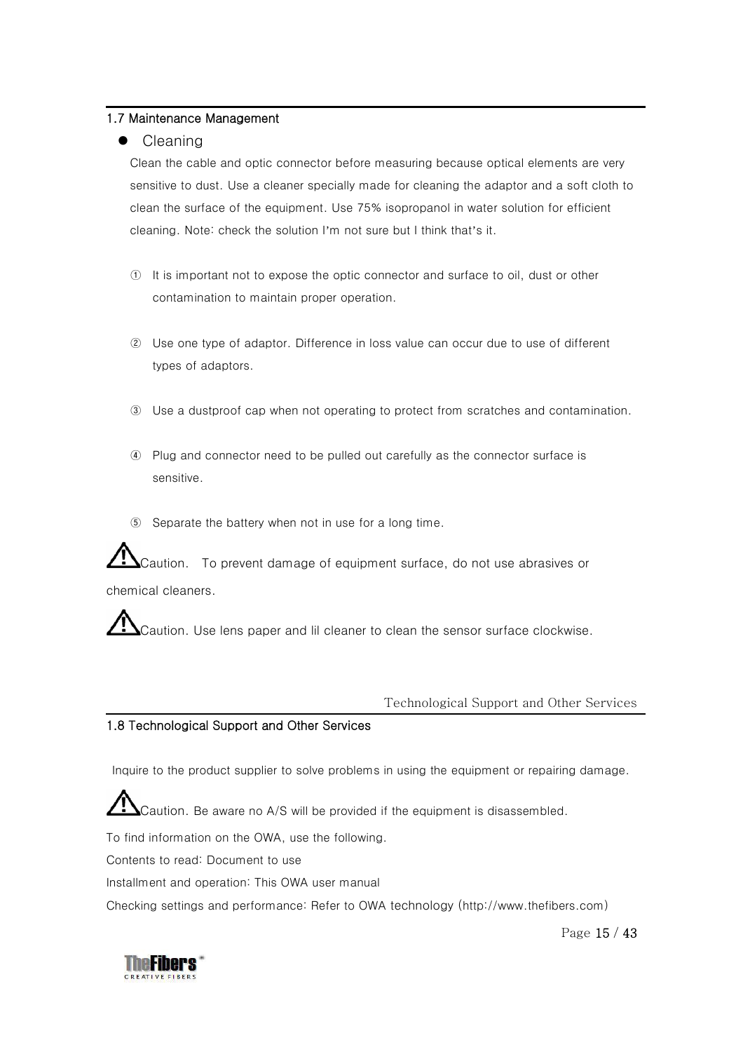## 1.7 Maintenance Management

- Cleaning

Clean the cable and optic connector before measuring because optical elements are very sensitive to dust. Use a cleaner specially made for cleaning the adaptor and a soft cloth to clean the surface of the equipment. Use 75% isopropanol in water solution for efficient cleaning. Note: check the solution I'm not sure but I think that's it.

① It is important not to expose the optic connector and surface to oil, dust or other contamination to maintain proper operation.

② Use one type of adaptor. Difference in loss value can occur due to use of different types of adaptors.

③ Use a dustproof cap when not operating to protect from scratches and contamination.

④ Plug and connector need to be pulled out carefully as the connector surface is sensitive.

⑤ Separate the battery when not in use for a long time.

⚠Caution. To prevent damage of equipment surface, do not use abrasives or chemical cleaners.

⚠Caution. Use lens paper and lil cleaner to clean the sensor surface clockwise.

## 1.8 Technological Support and Other Services

Inquire to the product supplier to solve problems in using the equipment or repairing damage.

⚠Caution. Be aware no A/S will be provided if the equipment is disassembled.

To find information on the OWA, use the following.

Contents to read: Document to use

Installment and operation: This OWA user manual

Checking settings and performance: Refer to OWA technology (http://www.thefibers.com)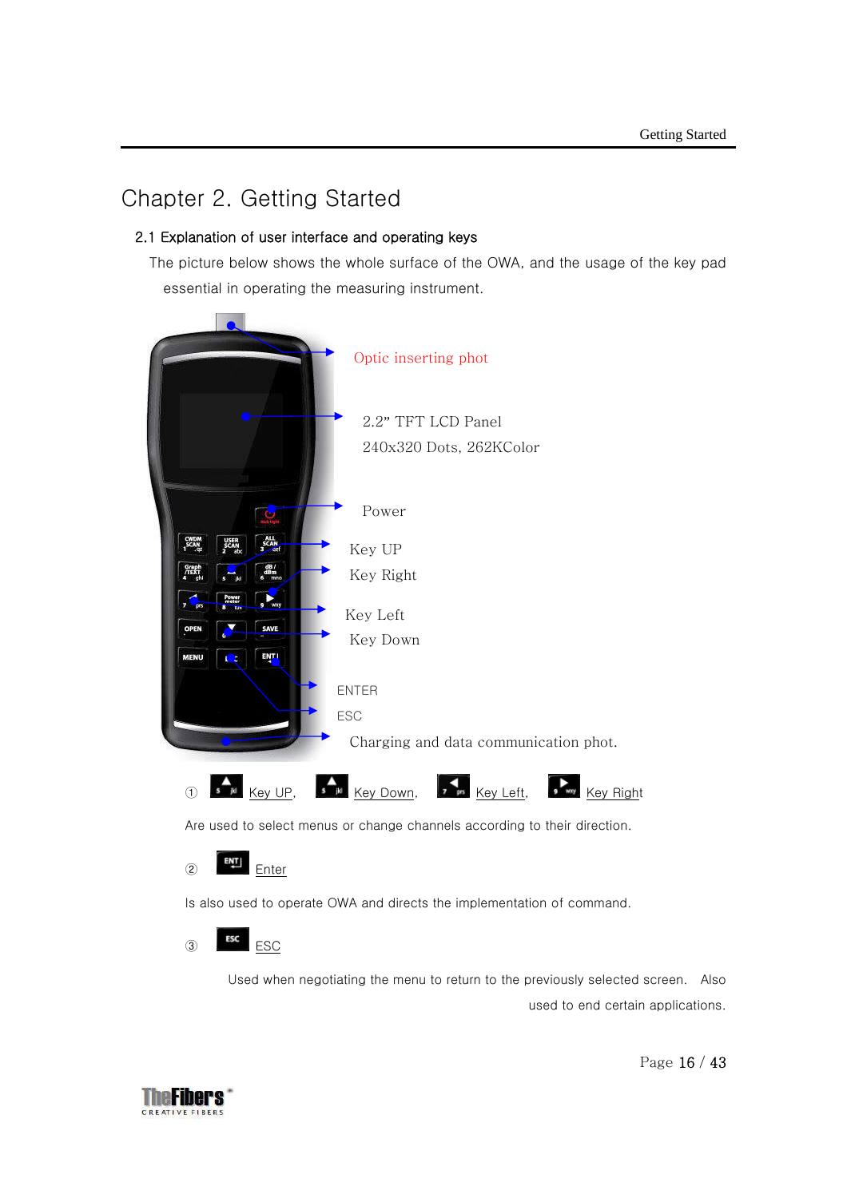# Chapter 2. Getting Started

## 2.1 Explanation of user interface and operating keys

The picture below shows the whole surface of the OWA, and the usage of the key pad essential in operating the measuring instrument.

Optic inserting phot

2.2" TFT LCD Panel
240x320 Dots, 262KColor

Power

Key UP

Key Right

Key Left

Key Down

ENTER

ESC

Charging and data communication phot.

① Key UP, Key Down, Key Left, Key Right

Are used to select menus or change channels according to their direction.

② Enter

Is also used to operate OWA and directs the implementation of command.

③ ESC

Used when negotiating the menu to return to the previously selected screen. Also used to end certain applications.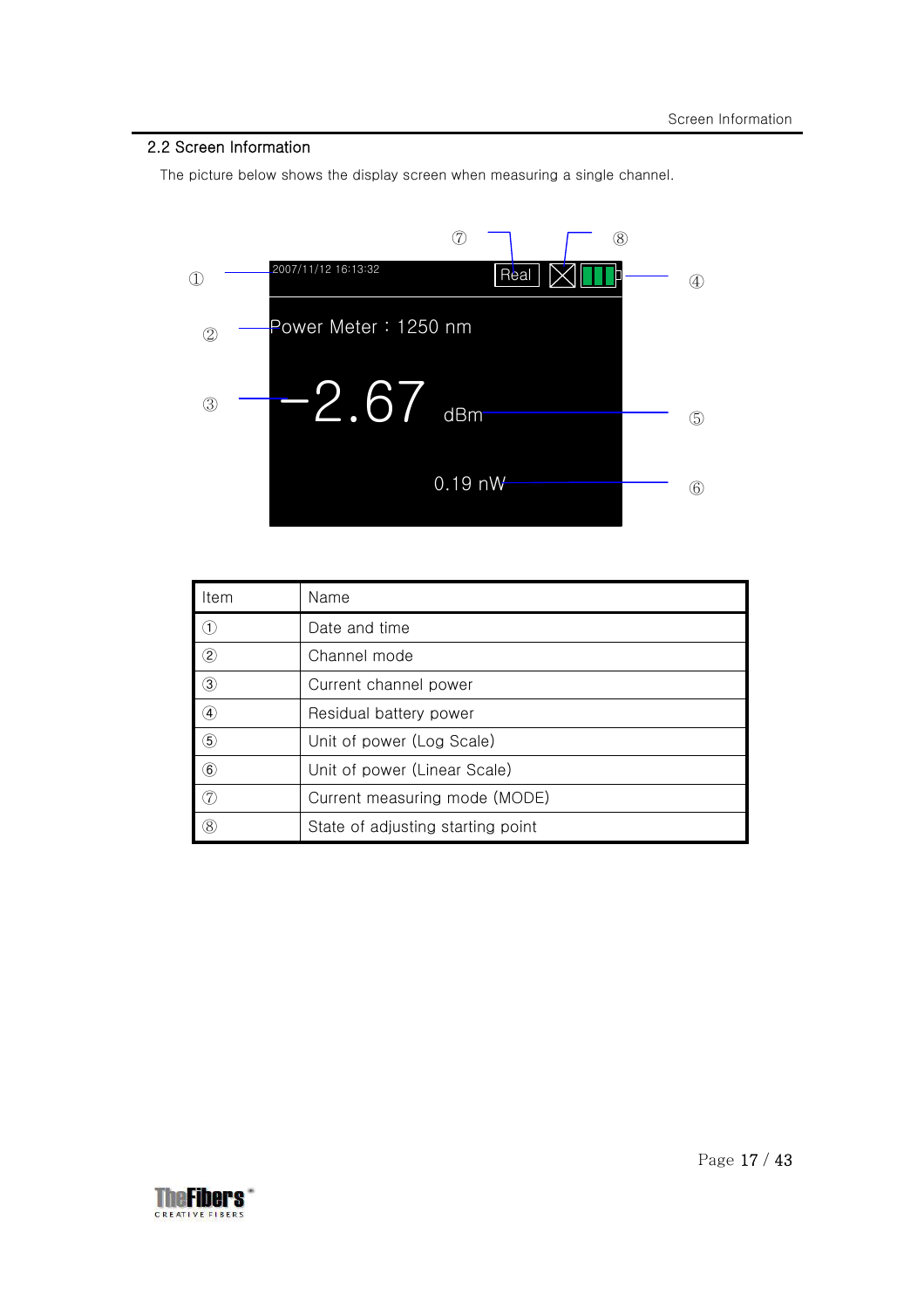## 2.2 Screen Information

The picture below shows the display screen when measuring a single channel.

| Item | Name |
|---|---|
| ① | Date and time |
| ② | Channel mode |
| ③ | Current channel power |
| ④ | Residual battery power |
| ⑤ | Unit of power (Log Scale) |
| ⑥ | Unit of power (Linear Scale) |
| ⑦ | Current measuring mode (MODE) |
| ⑧ | State of adjusting starting point |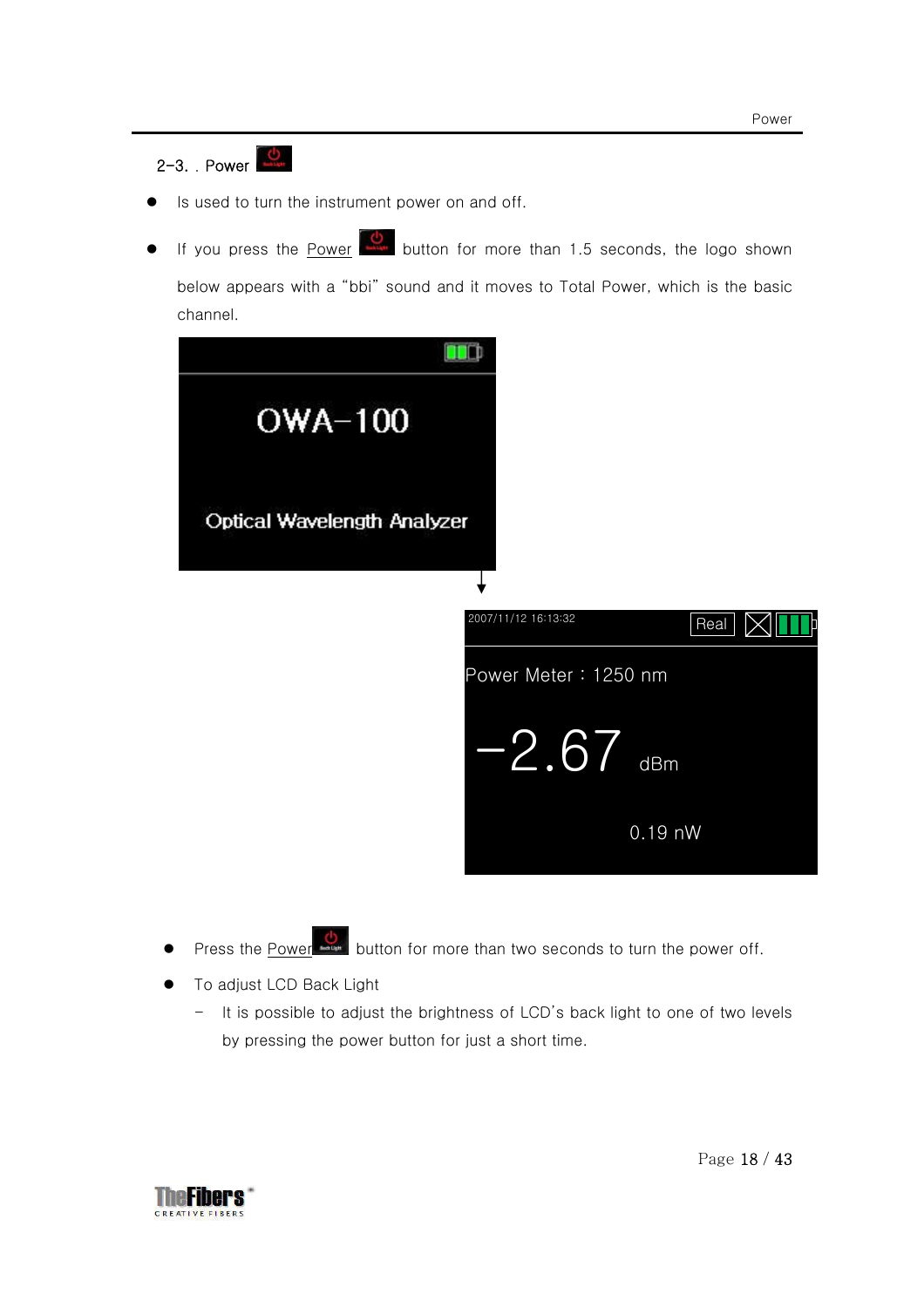## 2-3. . Power

- Is used to turn the instrument power on and off.
- If you press the Power button for more than 1.5 seconds, the logo shown below appears with a "bbi" sound and it moves to Total Power, which is the basic channel.

- Press the Power button for more than two seconds to turn the power off.
- To adjust LCD Back Light
  - It is possible to adjust the brightness of LCD's back light to one of two levels by pressing the power button for just a short time.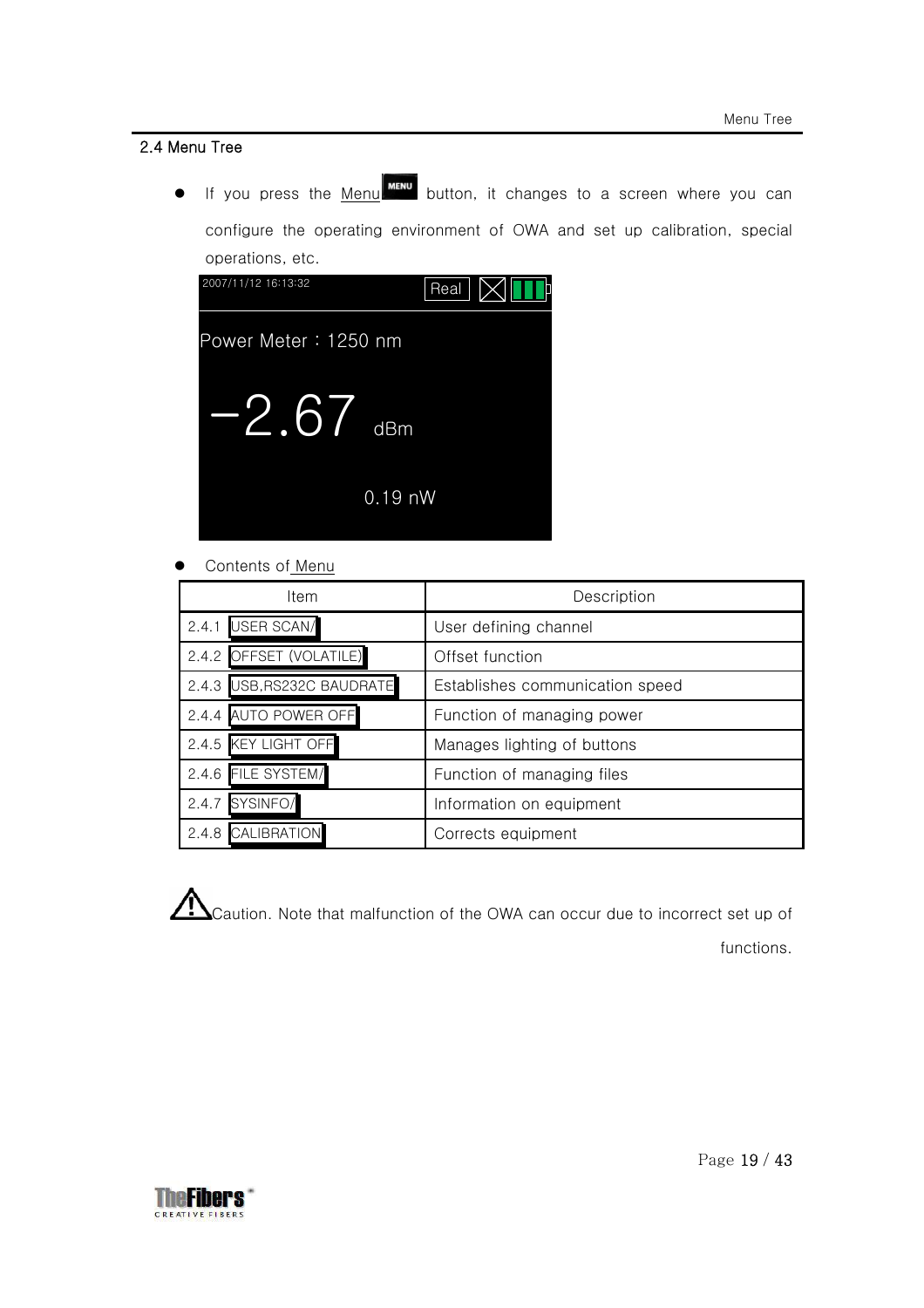## 2.4 Menu Tree

- If you press the Menu button, it changes to a screen where you can configure the operating environment of OWA and set up calibration, special operations, etc.

2007/11/12 16:13:32 Real

Power Meter : 1250 nm

−2.67 dBm

0.19 nW

- Contents of Menu

| Item | Description |
|---|---|
| 2.4.1 USER SCAN/ | User defining channel |
| 2.4.2 OFFSET (VOLATILE) | Offset function |
| 2.4.3 USB,RS232C BAUDRATE | Establishes communication speed |
| 2.4.4 AUTO POWER OFF | Function of managing power |
| 2.4.5 KEY LIGHT OFF | Manages lighting of buttons |
| 2.4.6 FILE SYSTEM/ | Function of managing files |
| 2.4.7 SYSINFO/ | Information on equipment |
| 2.4.8 CALIBRATION | Corrects equipment |

⚠ Caution. Note that malfunction of the OWA can occur due to incorrect set up of functions.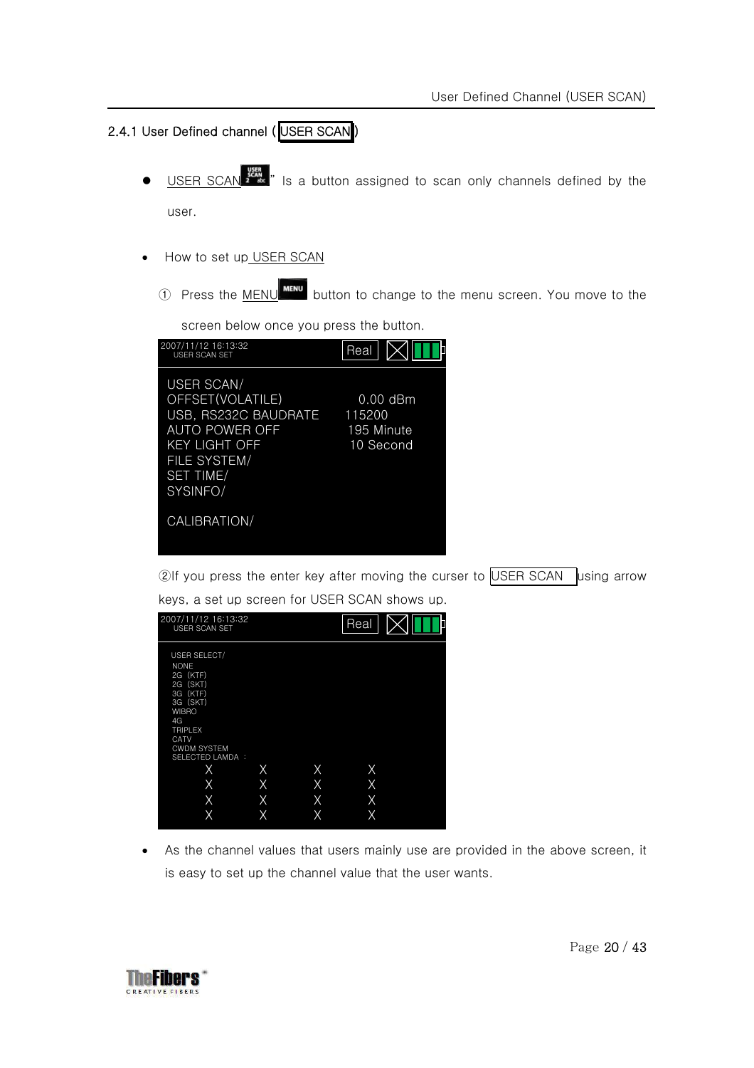### 2.4.1 User Defined channel ( USER SCAN )

- USER SCAN " Is a button assigned to scan only channels defined by the user.

- How to set up USER SCAN

  ① Press the MENU button to change to the menu screen. You move to the screen below once you press the button.

```
2007/11/12 16:13:32                    Real
  USER SCAN SET

USER SCAN/
OFFSET(VOLATILE)            0.00 dBm
USB, RS232C BAUDRATE      115200
AUTO POWER OFF             195 Minute
KEY LIGHT OFF              10 Second
FILE SYSTEM/
SET TIME/
SYSINFO/

CALIBRATION/
```

②If you press the enter key after moving the curser to USER SCAN using arrow keys, a set up screen for USER SCAN shows up.

```
2007/11/12 16:13:32                    Real
  USER SCAN SET

USER SELECT/
NONE
2G (KTF)
2G (SKT)
3G (KTF)
3G (SKT)
WIBRO
4G
TRIPLEX
CATV
CWDM SYSTEM
SELECTED LAMDA :
      X      X      X      X
      X      X      X      X
      X      X      X      X
      X      X      X      X
```

- As the channel values that users mainly use are provided in the above screen, it is easy to set up the channel value that the user wants.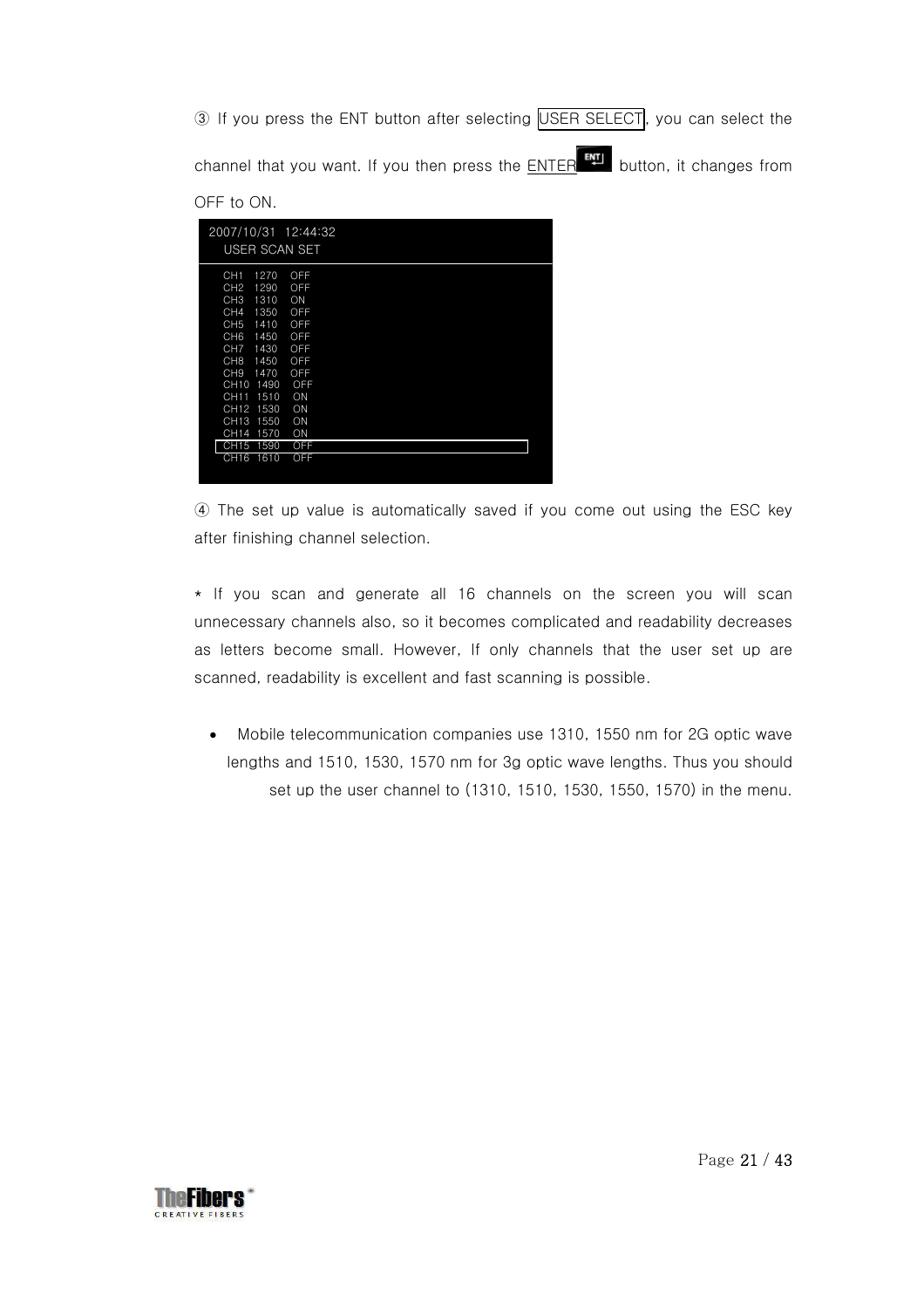③ If you press the ENT button after selecting USER SELECT, you can select the channel that you want. If you then press the ENTER button, it changes from OFF to ON.

```
2007/10/31  12:44:32
   USER SCAN SET

   CH1   1270   OFF
   CH2   1290   OFF
   CH3   1310   ON
   CH4   1350   OFF
   CH5   1410   OFF
   CH6   1450   OFF
   CH7   1430   OFF
   CH8   1450   OFF
   CH9   1470   OFF
   CH10  1490   OFF
   CH11  1510   ON
   CH12  1530   ON
   CH13  1550   ON
   CH14  1570   ON
   CH15  1590   OFF
   CH16  1610   OFF
```

④ The set up value is automatically saved if you come out using the ESC key after finishing channel selection.

* If you scan and generate all 16 channels on the screen you will scan unnecessary channels also, so it becomes complicated and readability decreases as letters become small. However, If only channels that the user set up are scanned, readability is excellent and fast scanning is possible.

- Mobile telecommunication companies use 1310, 1550 nm for 2G optic wave lengths and 1510, 1530, 1570 nm for 3g optic wave lengths. Thus you should set up the user channel to (1310, 1510, 1530, 1550, 1570) in the menu.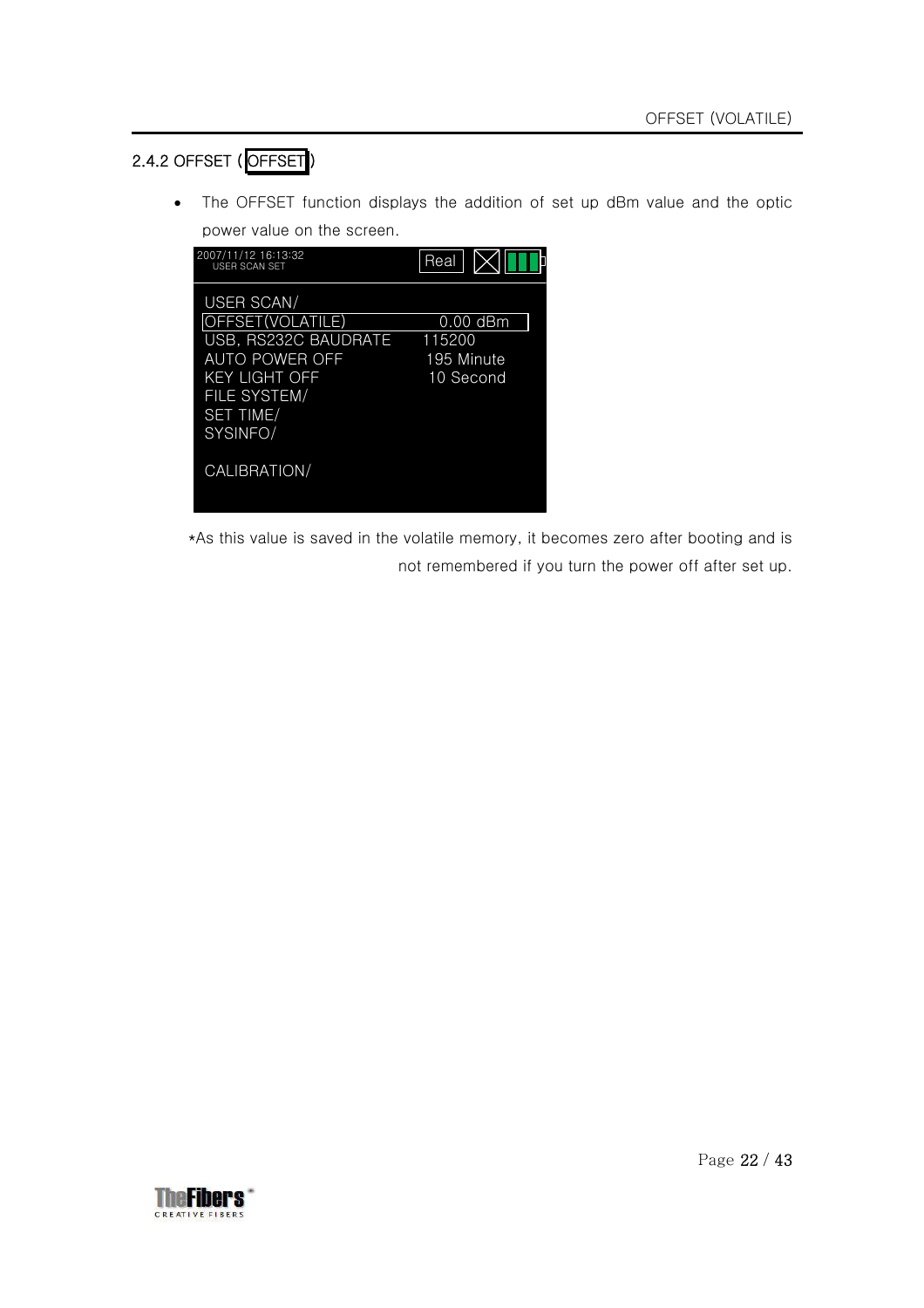### 2.4.2 OFFSET ( OFFSET )

- The OFFSET function displays the addition of set up dBm value and the optic power value on the screen.

```
2007/11/12 16:13:32
USER SCAN SET                    Real

USER SCAN/
OFFSET(VOLATILE)              0.00 dBm
USB, RS232C BAUDRATE       115200
AUTO POWER OFF              195 Minute
KEY LIGHT OFF                10 Second
FILE SYSTEM/
SET TIME/
SYSINFO/

CALIBRATION/
```

*As this value is saved in the volatile memory, it becomes zero after booting and is not remembered if you turn the power off after set up.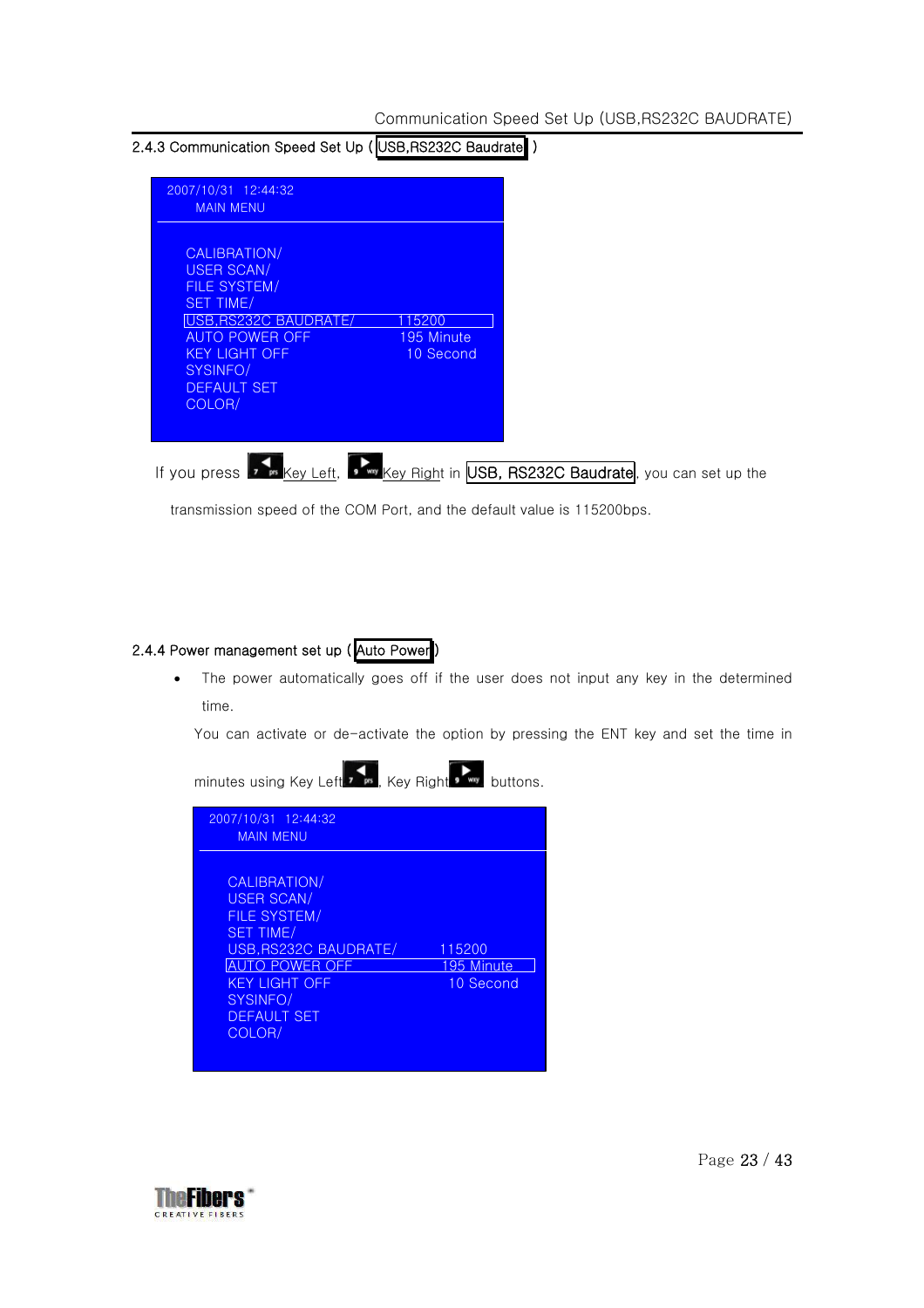### 2.4.3 Communication Speed Set Up ( USB,RS232C Baudrate )

```
2007/10/31  12:44:32
     MAIN MENU

     CALIBRATION/
     USER SCAN/
     FILE SYSTEM/
     SET TIME/
     USB,RS232C BAUDRATE/          115200
     AUTO POWER OFF                195 Minute
     KEY LIGHT OFF                  10 Second
     SYSINFO/
     DEFAULT SET
     COLOR/
```

If you press Key Left, Key Right in USB, RS232C Baudrate, you can set up the transmission speed of the COM Port, and the default value is 115200bps.

### 2.4.4 Power management set up ( Auto Power )

- The power automatically goes off if the user does not input any key in the determined time.

  You can activate or de-activate the option by pressing the ENT key and set the time in minutes using Key Left, Key Right buttons.

```
2007/10/31  12:44:32
     MAIN MENU

     CALIBRATION/
     USER SCAN/
     FILE SYSTEM/
     SET TIME/
     USB,RS232C BAUDRATE/          115200
     AUTO POWER OFF                195 Minute
     KEY LIGHT OFF                  10 Second
     SYSINFO/
     DEFAULT SET
     COLOR/
```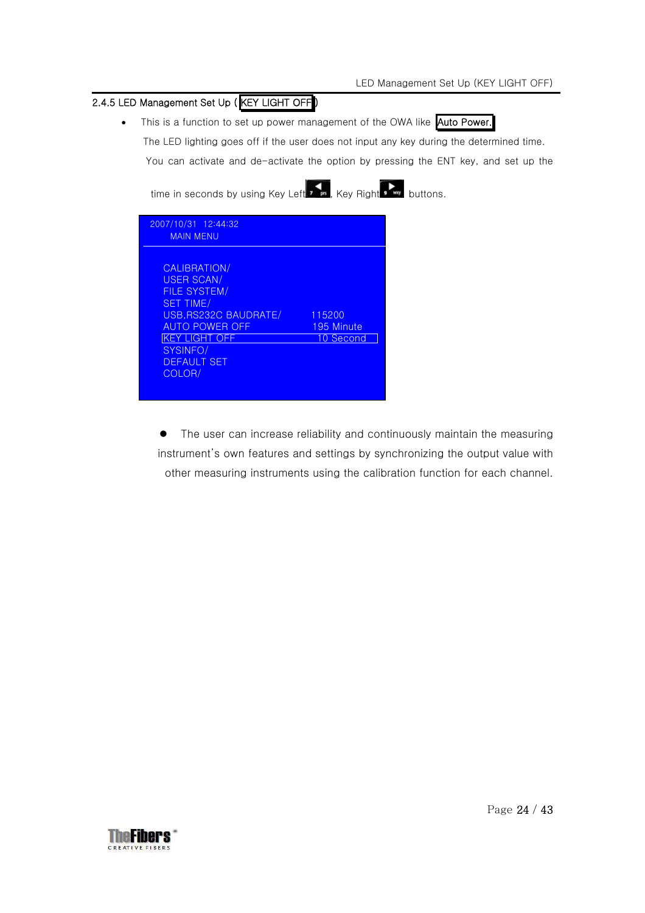### 2.4.5 LED Management Set Up ( KEY LIGHT OFF )

- This is a function to set up power management of the OWA like Auto Power. The LED lighting goes off if the user does not input any key during the determined time. You can activate and de-activate the option by pressing the ENT key, and set up the time in seconds by using Key Left, Key Right buttons.

```
2007/10/31  12:44:32
     MAIN MENU

  CALIBRATION/
  USER SCAN/
  FILE SYSTEM/
  SET TIME/
  USB,RS232C BAUDRATE/      115200
  AUTO POWER OFF            195 Minute
  KEY LIGHT OFF              10 Second
  SYSINFO/
  DEFAULT SET
  COLOR/
```

- The user can increase reliability and continuously maintain the measuring instrument's own features and settings by synchronizing the output value with other measuring instruments using the calibration function for each channel.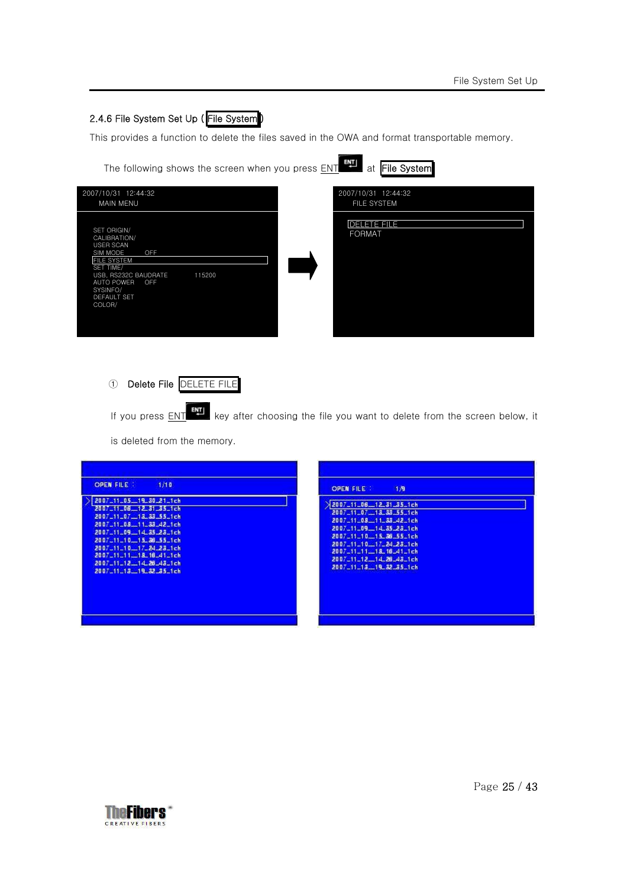### 2.4.6 File System Set Up ( File System )

This provides a function to delete the files saved in the OWA and format transportable memory.

The following shows the screen when you press ENT at File System

2007/10/31 12:44:32
MAIN MENU

SET ORIGIN/
CALIBRATION/
USER SCAN
SIM MODE OFF
FILE SYSTEM
SET TIME/
USB, RS232C BAUDRATE 115200
AUTO POWER OFF
SYSINFO/
DEFAULT SET
COLOR/

2007/10/31 12:44:32
FILE SYSTEM

DELETE FILE
FORMAT

① **Delete File** DELETE FILE

If you press ENT key after choosing the file you want to delete from the screen below, it is deleted from the memory.

OPEN FILE : 1/10

2007_11_05__19_30_21_1ch
2007_11_06__12_31_35_1ch
2007_11_07__13_33_55_1ch
2007_11_08__11_33_42_1ch
2007_11_09__14_35_23_1ch
2007_11_10__15_36_55_1ch
2007_11_10__17_24_23_1ch
2007_11_11__18_16_41_1ch
2007_11_12__14_26_43_1ch
2007_11_13__19_32_35_1ch

OPEN FILE : 1/9

2007_11_06__12_31_35_1ch
2007_11_07__13_33_55_1ch
2007_11_08__11_33_42_1ch
2007_11_09__14_35_23_1ch
2007_11_10__15_36_55_1ch
2007_11_10__17_24_23_1ch
2007_11_11__18_16_41_1ch
2007_11_12__14_26_43_1ch
2007_11_13__19_32_35_1ch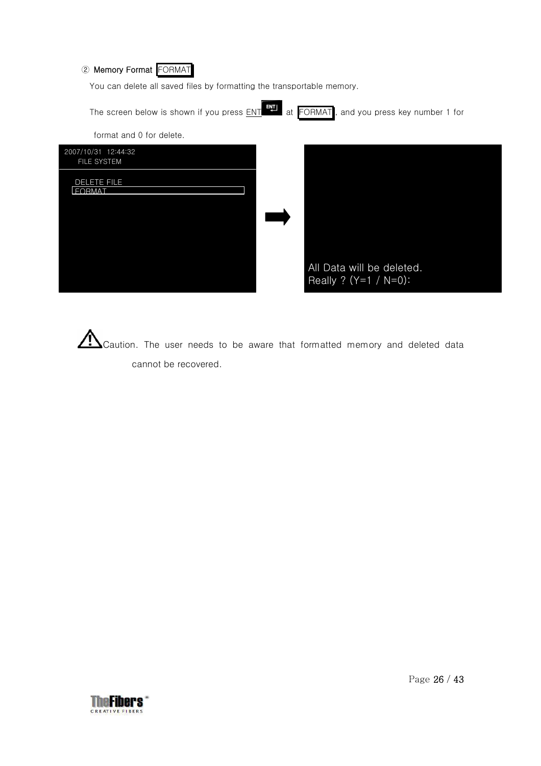② **Memory Format** FORMAT

You can delete all saved files by formatting the transportable memory.

The screen below is shown if you press ENT at FORMAT, and you press key number 1 for format and 0 for delete.

2007/10/31 12:44:32
FILE SYSTEM

DELETE FILE
FORMAT

All Data will be deleted.
Really ? (Y=1 / N=0):

⚠ Caution. The user needs to be aware that formatted memory and deleted data cannot be recovered.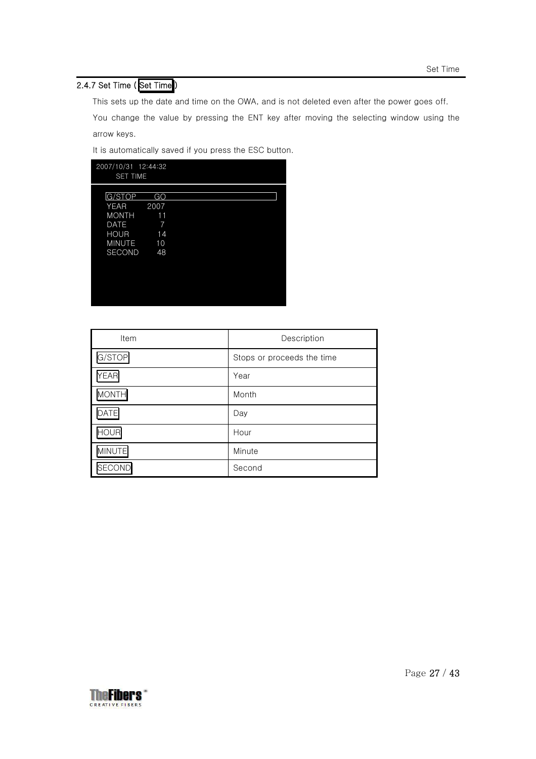### 2.4.7 Set Time ( Set Time )

This sets up the date and time on the OWA, and is not deleted even after the power goes off.

You change the value by pressing the ENT key after moving the selecting window using the arrow keys.

It is automatically saved if you press the ESC button.

```
2007/10/31  12:44:32
      SET TIME

   G/STOP       GO
   YEAR       2007
   MONTH        11
   DATE          7
   HOUR         14
   MINUTE       10
   SECOND       48
```

| Item | Description |
|---|---|
| G/STOP | Stops or proceeds the time |
| YEAR | Year |
| MONTH | Month |
| DATE | Day |
| HOUR | Hour |
| MINUTE | Minute |
| SECOND | Second |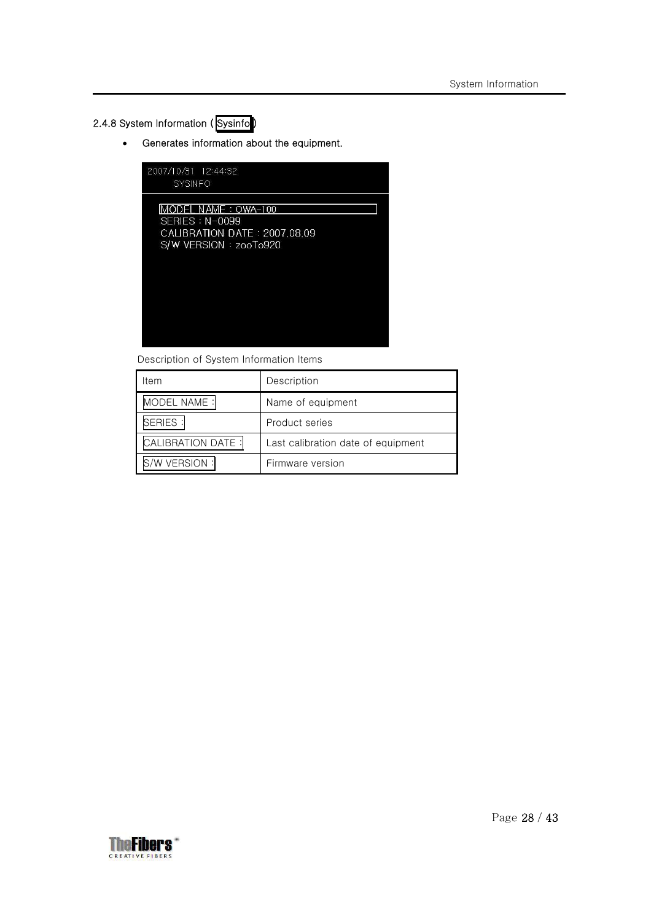### 2.4.8 System Information ( Sysinfo )

- Generates information about the equipment.

```
2007/10/31 12:44:32
SYSINFO

MODEL NAME : OWA-100
SERIES : N-0099
CALIBRATION DATE : 2007.08.09
S/W VERSION : zooTo920
```

Description of System Information Items

| Item | Description |
|---|---|
| MODEL NAME : | Name of equipment |
| SERIES : | Product series |
| CALIBRATION DATE : | Last calibration date of equipment |
| S/W VERSION : | Firmware version |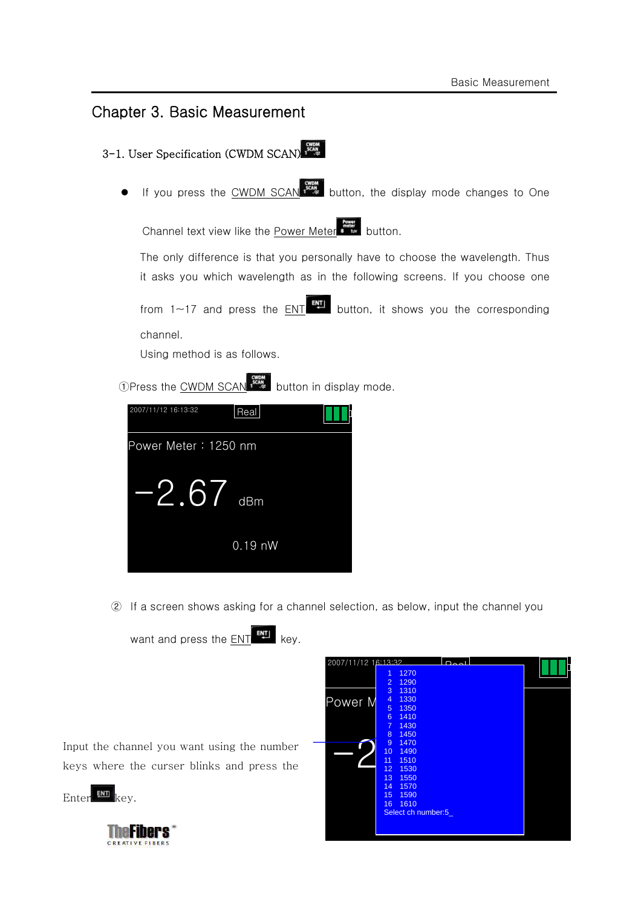# Chapter 3. Basic Measurement

## 3-1. User Specification (CWDM SCAN)

- If you press the CWDM SCAN button, the display mode changes to One Channel text view like the Power Meter button.

  The only difference is that you personally have to choose the wavelength. Thus it asks you which wavelength as in the following screens. If you choose one from 1~17 and press the ENT button, it shows you the corresponding channel.

  Using method is as follows.

①Press the CWDM SCAN button in display mode.

```
2007/11/12 16:13:32    Real

Power Meter : 1250 nm

-2.67 dBm

0.19 nW
```

② If a screen shows asking for a channel selection, as below, input the channel you want and press the ENT key.

Input the channel you want using the number keys where the curser blinks and press the Enter key.

```
1   1270
2   1290
3   1310
4   1330
5   1350
6   1410
7   1430
8   1450
9   1470
10  1490
11  1510
12  1530
13  1550
14  1570
15  1590
16  1610
Select ch number:5_
```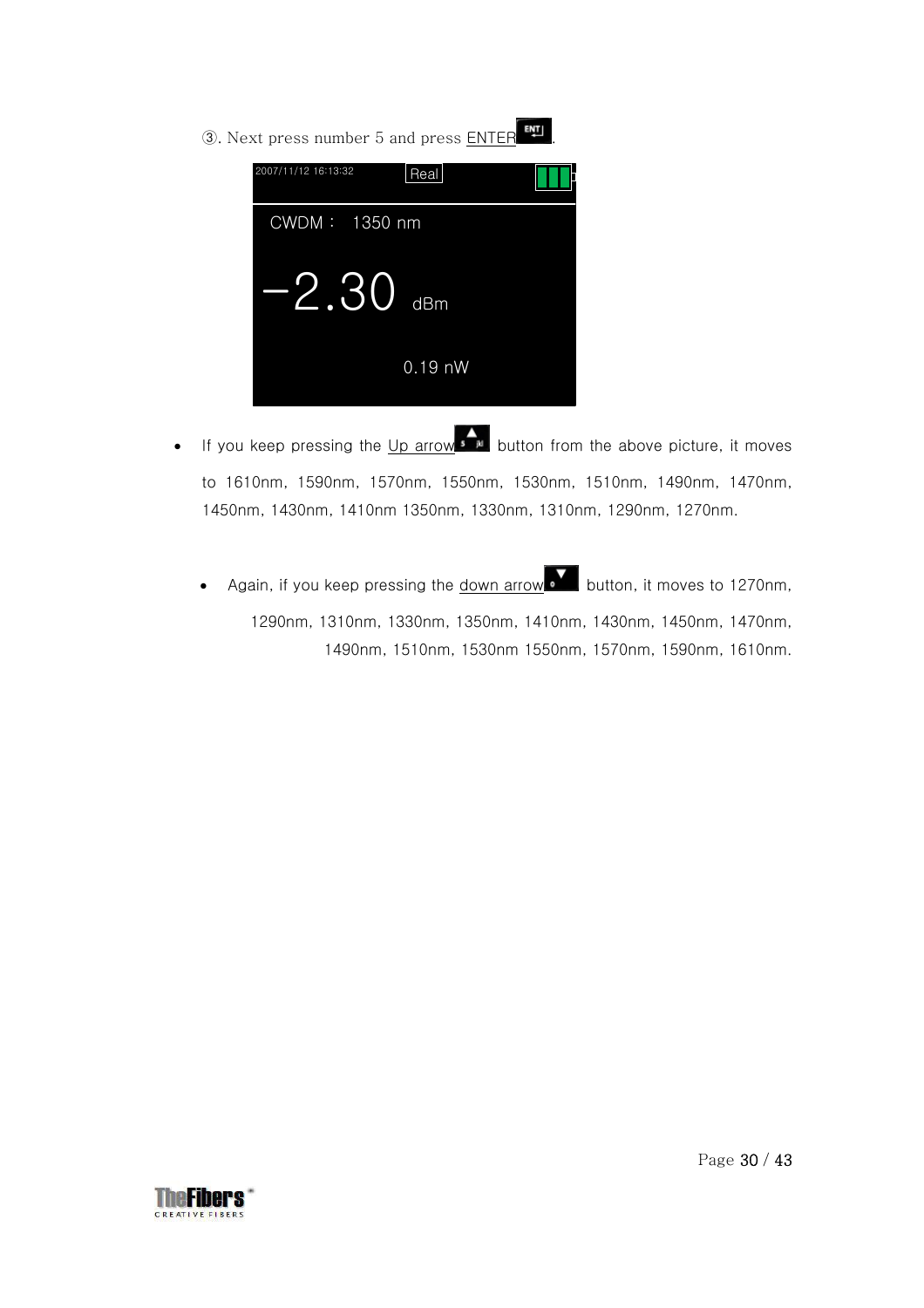③. Next press number 5 and press ENTER.

2007/11/12 16:13:32 Real

CWDM : 1350 nm

−2.30 dBm

0.19 nW

- If you keep pressing the Up arrow button from the above picture, it moves to 1610nm, 1590nm, 1570nm, 1550nm, 1530nm, 1510nm, 1490nm, 1470nm, 1450nm, 1430nm, 1410nm 1350nm, 1330nm, 1310nm, 1290nm, 1270nm.

- Again, if you keep pressing the down arrow button, it moves to 1270nm, 1290nm, 1310nm, 1330nm, 1350nm, 1410nm, 1430nm, 1450nm, 1470nm, 1490nm, 1510nm, 1530nm 1550nm, 1570nm, 1590nm, 1610nm.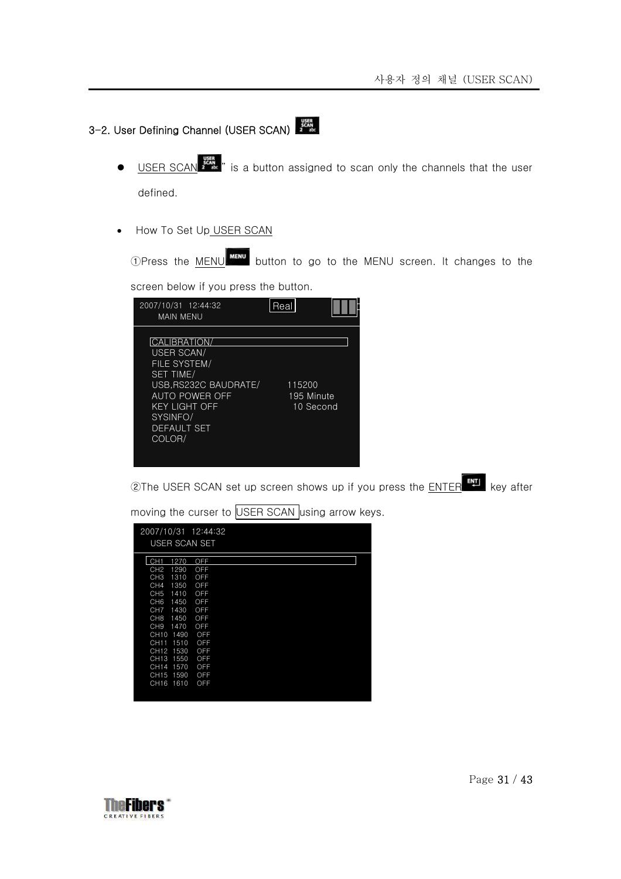## 3-2. User Defining Channel (USER SCAN)

- USER SCAN" is a button assigned to scan only the channels that the user defined.

- How To Set Up USER SCAN

①Press the MENU button to go to the MENU screen. It changes to the screen below if you press the button.

```
2007/10/31  12:44:32              Real
   MAIN MENU

   CALIBRATION/
   USER SCAN/
   FILE SYSTEM/
   SET TIME/
   USB,RS232C BAUDRATE/        115200
   AUTO POWER OFF              195 Minute
   KEY LIGHT OFF                10 Second
   SYSINFO/
   DEFAULT SET
   COLOR/
```

②The USER SCAN set up screen shows up if you press the ENTER key after moving the curser to USER SCAN using arrow keys.

```
2007/10/31  12:44:32
   USER SCAN SET

   CH1   1270   OFF
   CH2   1290   OFF
   CH3   1310   OFF
   CH4   1350   OFF
   CH5   1410   OFF
   CH6   1450   OFF
   CH7   1430   OFF
   CH8   1450   OFF
   CH9   1470   OFF
   CH10  1490   OFF
   CH11  1510   OFF
   CH12  1530   OFF
   CH13  1550   OFF
   CH14  1570   OFF
   CH15  1590   OFF
   CH16  1610   OFF
```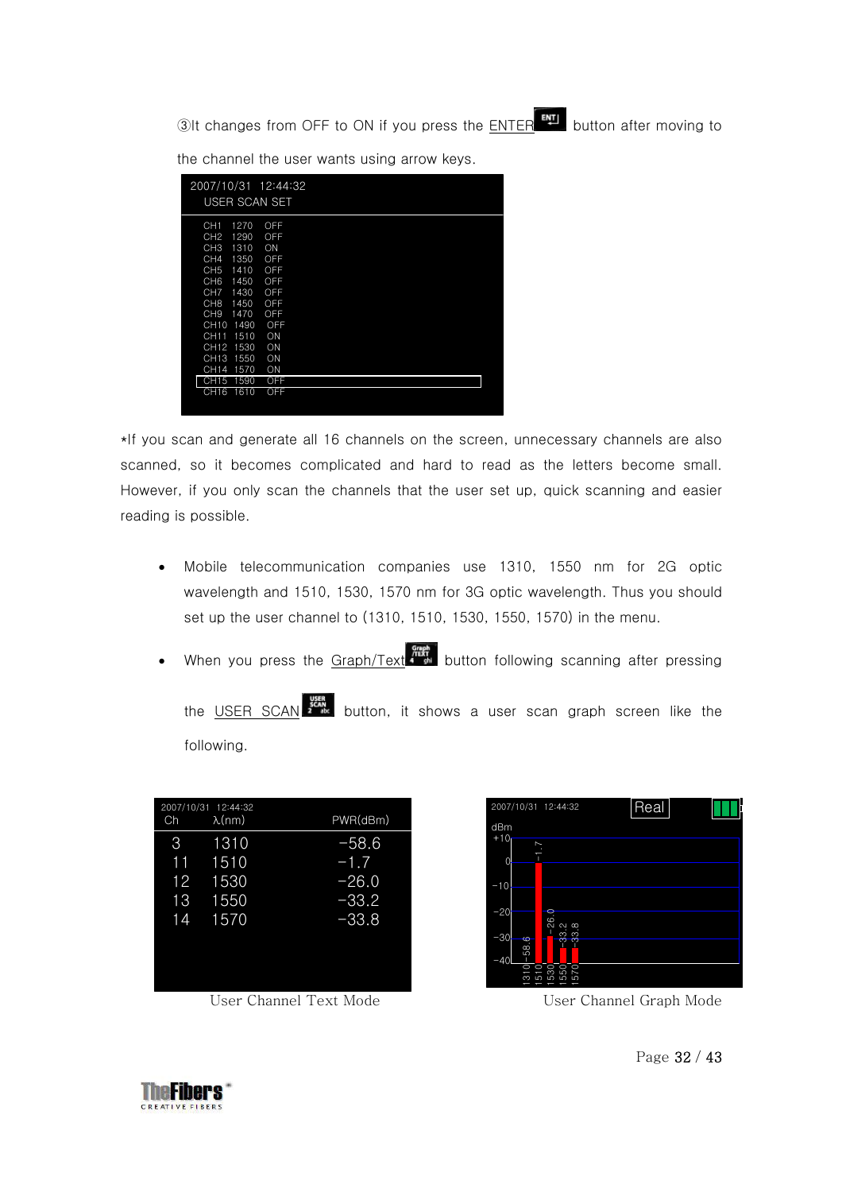③It changes from OFF to ON if you press the ENTER button after moving to the channel the user wants using arrow keys.

```
2007/10/31  12:44:32
USER SCAN SET

CH1   1270   OFF
CH2   1290   OFF
CH3   1310   ON
CH4   1350   OFF
CH5   1410   OFF
CH6   1450   OFF
CH7   1430   OFF
CH8   1450   OFF
CH9   1470   OFF
CH10  1490   OFF
CH11  1510   ON
CH12  1530   ON
CH13  1550   ON
CH14  1570   ON
CH15  1590   OFF
CH16  1610   OFF
```

*If you scan and generate all 16 channels on the screen, unnecessary channels are also scanned, so it becomes complicated and hard to read as the letters become small. However, if you only scan the channels that the user set up, quick scanning and easier reading is possible.

- Mobile telecommunication companies use 1310, 1550 nm for 2G optic wavelength and 1510, 1530, 1570 nm for 3G optic wavelength. Thus you should set up the user channel to (1310, 1510, 1530, 1550, 1570) in the menu.
- When you press the Graph/Text button following scanning after pressing the USER SCAN button, it shows a user scan graph screen like the following.

2007/10/31  12:44:32

| Ch | λ(nm) | PWR(dBm) |
|---|---|---|
| 3 | 1310 | −58.6 |
| 11 | 1510 | −1.7 |
| 12 | 1530 | −26.0 |
| 13 | 1550 | −33.2 |
| 14 | 1570 | −33.8 |

User Channel Text Mode

User Channel Graph Mode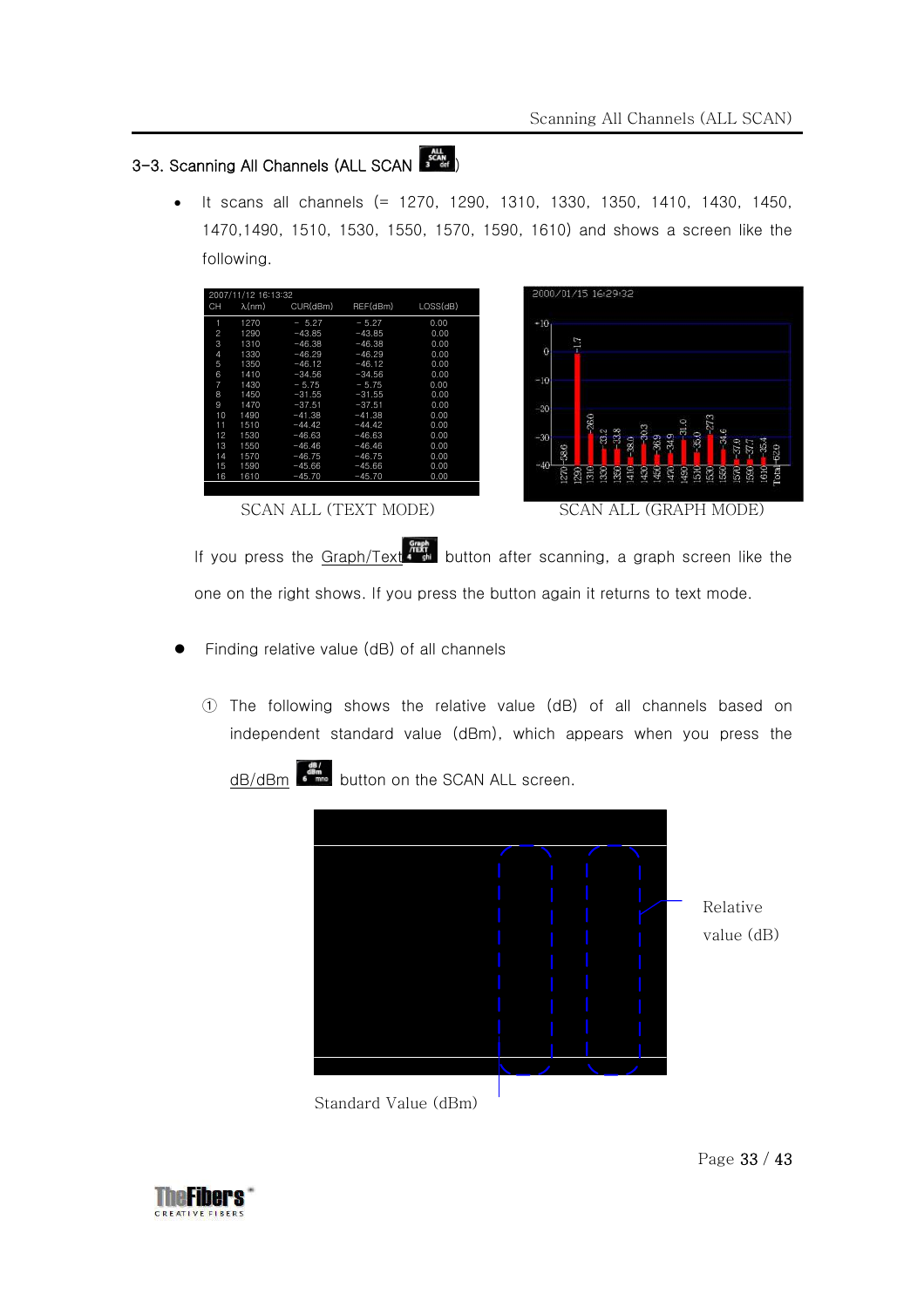## 3-3. Scanning All Channels (ALL SCAN)

- It scans all channels (= 1270, 1290, 1310, 1330, 1350, 1410, 1430, 1450, 1470,1490, 1510, 1530, 1550, 1570, 1590, 1610) and shows a screen like the following.

2007/11/12 16:13:32

| CH | λ(nm) | CUR(dBm) | REF(dBm) | LOSS(dB) |
|---|---|---|---|---|
| 1 | 1270 | - 5.27 | - 5.27 | 0.00 |
| 2 | 1290 | -43.85 | -43.85 | 0.00 |
| 3 | 1310 | -46.38 | -46.38 | 0.00 |
| 4 | 1330 | -46.29 | -46.29 | 0.00 |
| 5 | 1350 | -46.12 | -46.12 | 0.00 |
| 6 | 1410 | -34.56 | -34.56 | 0.00 |
| 7 | 1430 | - 5.75 | - 5.75 | 0.00 |
| 8 | 1450 | -31.55 | -31.55 | 0.00 |
| 9 | 1470 | -37.51 | -37.51 | 0.00 |
| 10 | 1490 | -41.38 | -41.38 | 0.00 |
| 11 | 1510 | -44.42 | -44.42 | 0.00 |
| 12 | 1530 | -46.63 | -46.63 | 0.00 |
| 13 | 1550 | -46.46 | -46.46 | 0.00 |
| 14 | 1570 | -46.75 | -46.75 | 0.00 |
| 15 | 1590 | -45.66 | -45.66 | 0.00 |
| 16 | 1610 | -45.70 | -45.70 | 0.00 |

SCAN ALL (TEXT MODE)

SCAN ALL (GRAPH MODE)

If you press the Graph/Text button after scanning, a graph screen like the one on the right shows. If you press the button again it returns to text mode.

- Finding relative value (dB) of all channels

① The following shows the relative value (dB) of all channels based on independent standard value (dBm), which appears when you press the dB/dBm button on the SCAN ALL screen.

Relative value (dB)

Standard Value (dBm)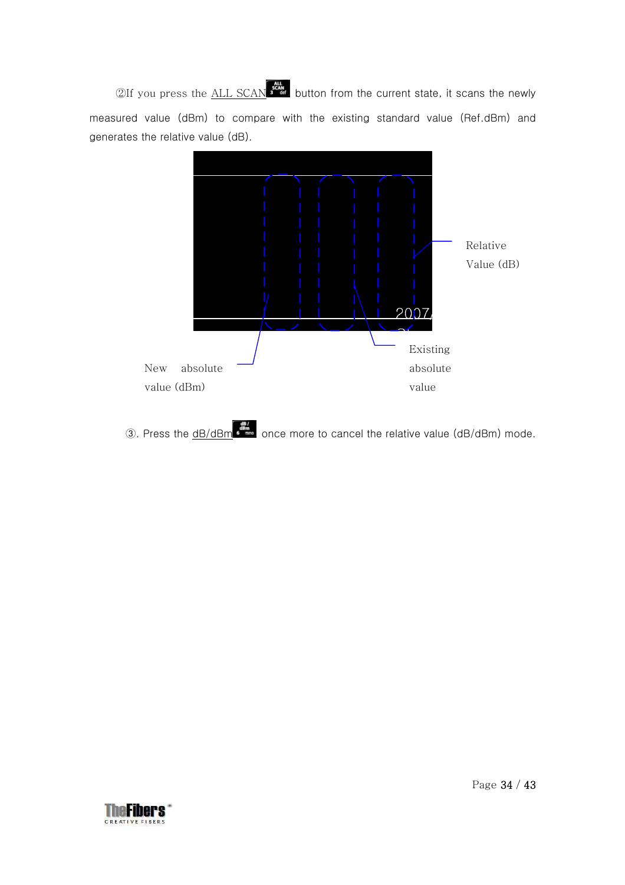②If you press the ALL SCAN button from the current state, it scans the newly measured value (dBm) to compare with the existing standard value (Ref.dBm) and generates the relative value (dB).

Relative Value (dB)

New absolute value (dBm)

Existing absolute value

③. Press the dB/dBm once more to cancel the relative value (dB/dBm) mode.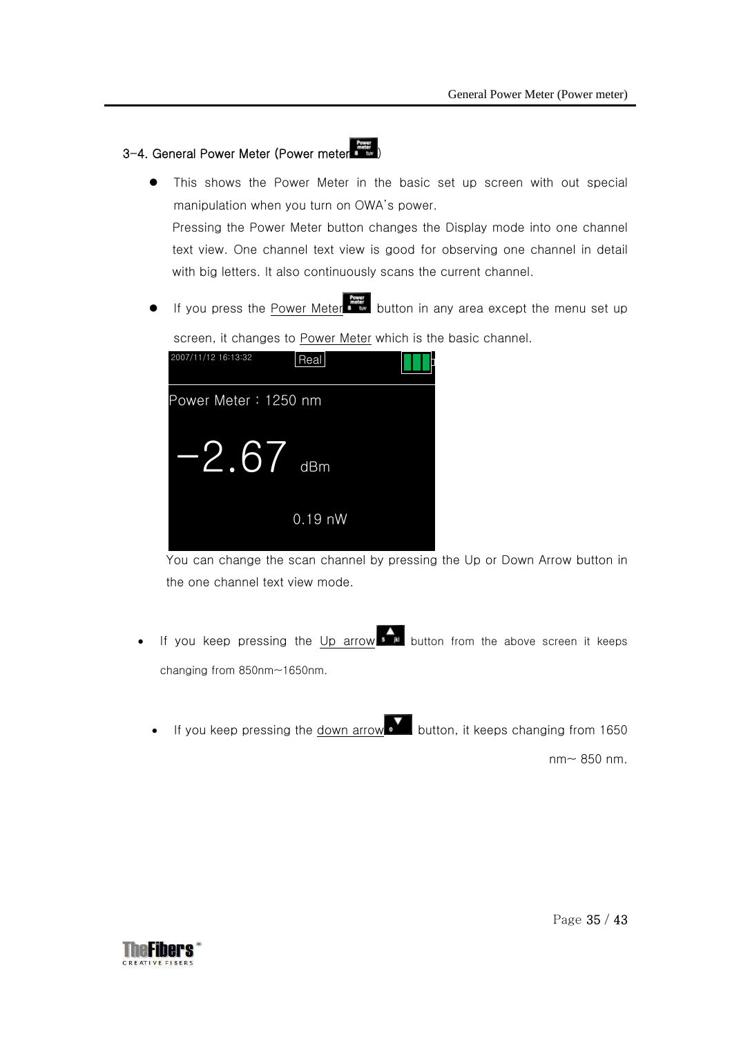## 3-4. General Power Meter (Power meter)

- This shows the Power Meter in the basic set up screen with out special manipulation when you turn on OWA's power.
  Pressing the Power Meter button changes the Display mode into one channel text view. One channel text view is good for observing one channel in detail with big letters. It also continuously scans the current channel.

- If you press the Power Meter button in any area except the menu set up screen, it changes to Power Meter which is the basic channel.

  2007/11/12 16:13:32 Real

  Power Meter : 1250 nm

  −2.67 dBm

  0.19 nW

  You can change the scan channel by pressing the Up or Down Arrow button in the one channel text view mode.

- If you keep pressing the Up arrow button from the above screen it keeps changing from 850nm~1650nm.

- If you keep pressing the down arrow button, it keeps changing from 1650 nm~ 850 nm.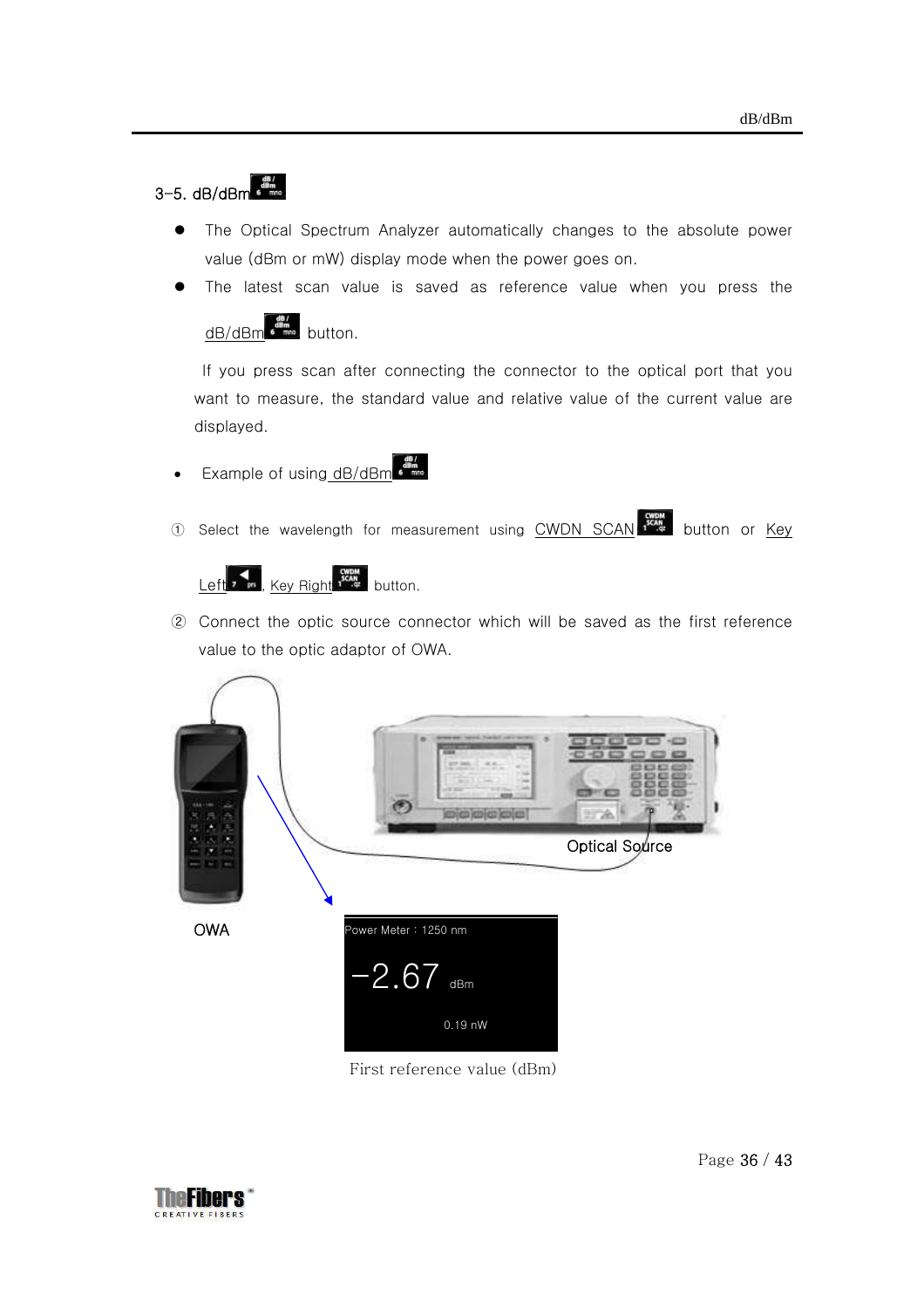## 3-5. dB/dBm

- The Optical Spectrum Analyzer automatically changes to the absolute power value (dBm or mW) display mode when the power goes on.
- The latest scan value is saved as reference value when you press the dB/dBm button.

If you press scan after connecting the connector to the optical port that you want to measure, the standard value and relative value of the current value are displayed.

- Example of using dB/dBm

① Select the wavelength for measurement using CWDN SCAN button or Key Left, Key Right button.

② Connect the optic source connector which will be saved as the first reference value to the optic adaptor of OWA.

OWA

Optical Source

Power Meter : 1250 nm

-2.67 dBm

0.19 nW

First reference value (dBm)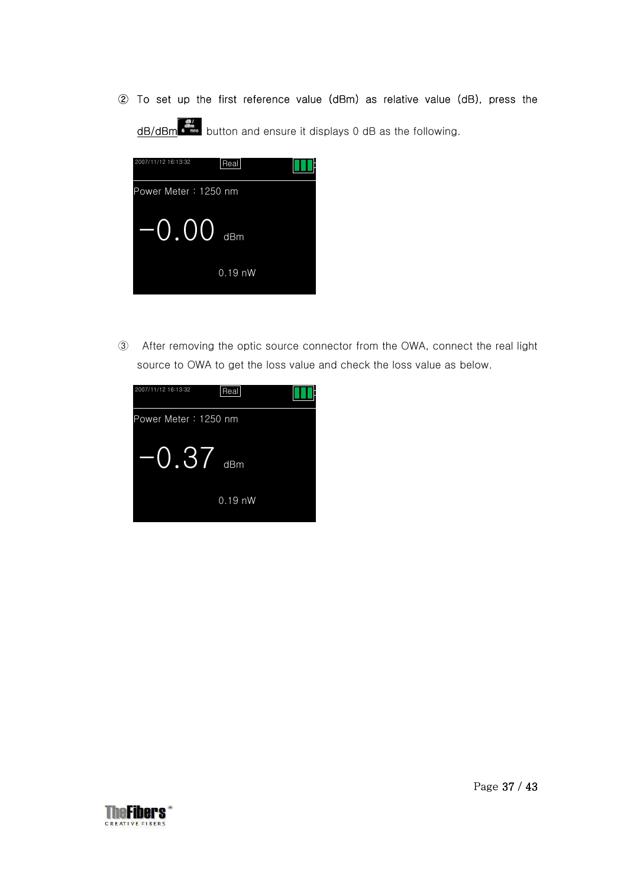② To set up the first reference value (dBm) as relative value (dB), press the dB/dBm button and ensure it displays 0 dB as the following.

2007/11/12 16:13:32 Real

Power Meter : 1250 nm

−0.00 dBm

0.19 nW

③ After removing the optic source connector from the OWA, connect the real light source to OWA to get the loss value and check the loss value as below.

2007/11/12 16:13:32 Real

Power Meter : 1250 nm

−0.37 dBm

0.19 nW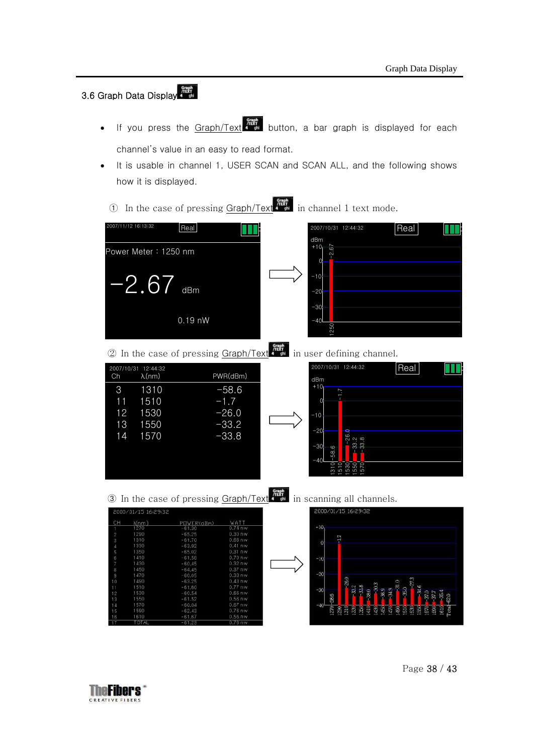## 3.6 Graph Data Display

- If you press the Graph/Text button, a bar graph is displayed for each channel's value in an easy to read format.
- It is usable in channel 1, USER SCAN and SCAN ALL, and the following shows how it is displayed.

① In the case of pressing Graph/Text in channel 1 text mode.

② In the case of pressing Graph/Text in user defining channel.

③ In the case of pressing Graph/Text in scanning all channels.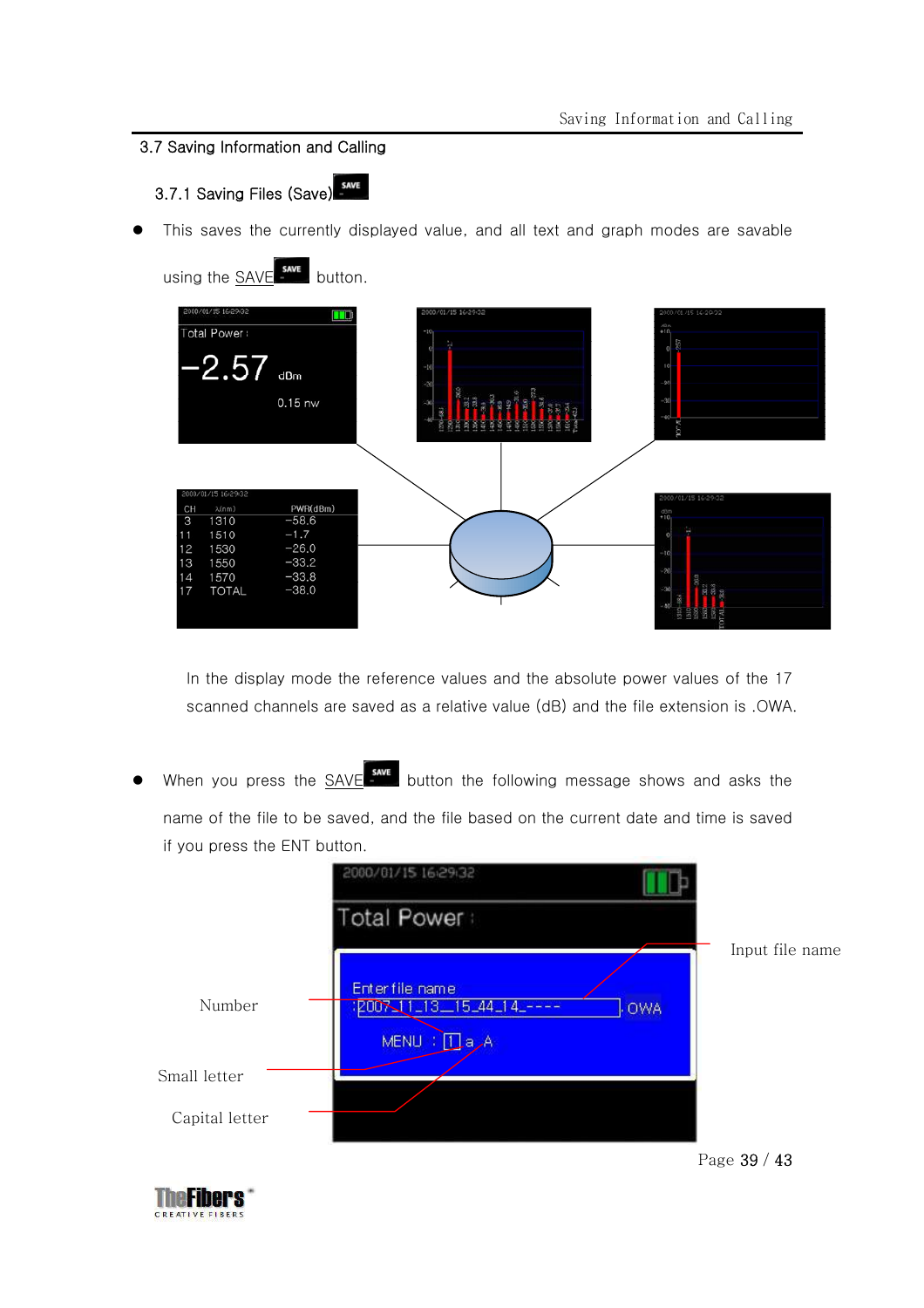## 3.7 Saving Information and Calling

### 3.7.1 Saving Files (Save)

- This saves the currently displayed value, and all text and graph modes are savable using the SAVE button.

In the display mode the reference values and the absolute power values of the 17 scanned channels are saved as a relative value (dB) and the file extension is .OWA.

- When you press the SAVE button the following message shows and asks the name of the file to be saved, and the file based on the current date and time is saved if you press the ENT button.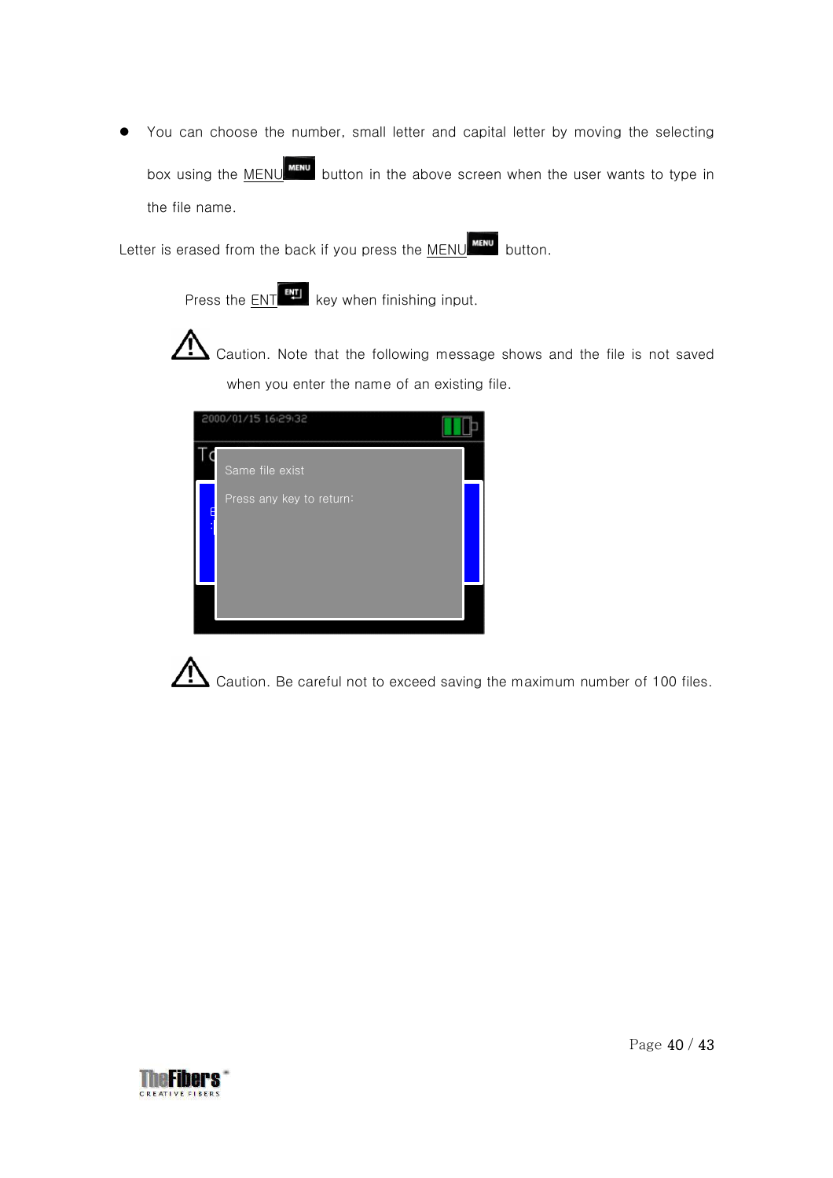- You can choose the number, small letter and capital letter by moving the selecting box using the MENU button in the above screen when the user wants to type in the file name.

Letter is erased from the back if you press the MENU button.

Press the ENT key when finishing input.

⚠ Caution. Note that the following message shows and the file is not saved when you enter the name of an existing file.

⚠ Caution. Be careful not to exceed saving the maximum number of 100 files.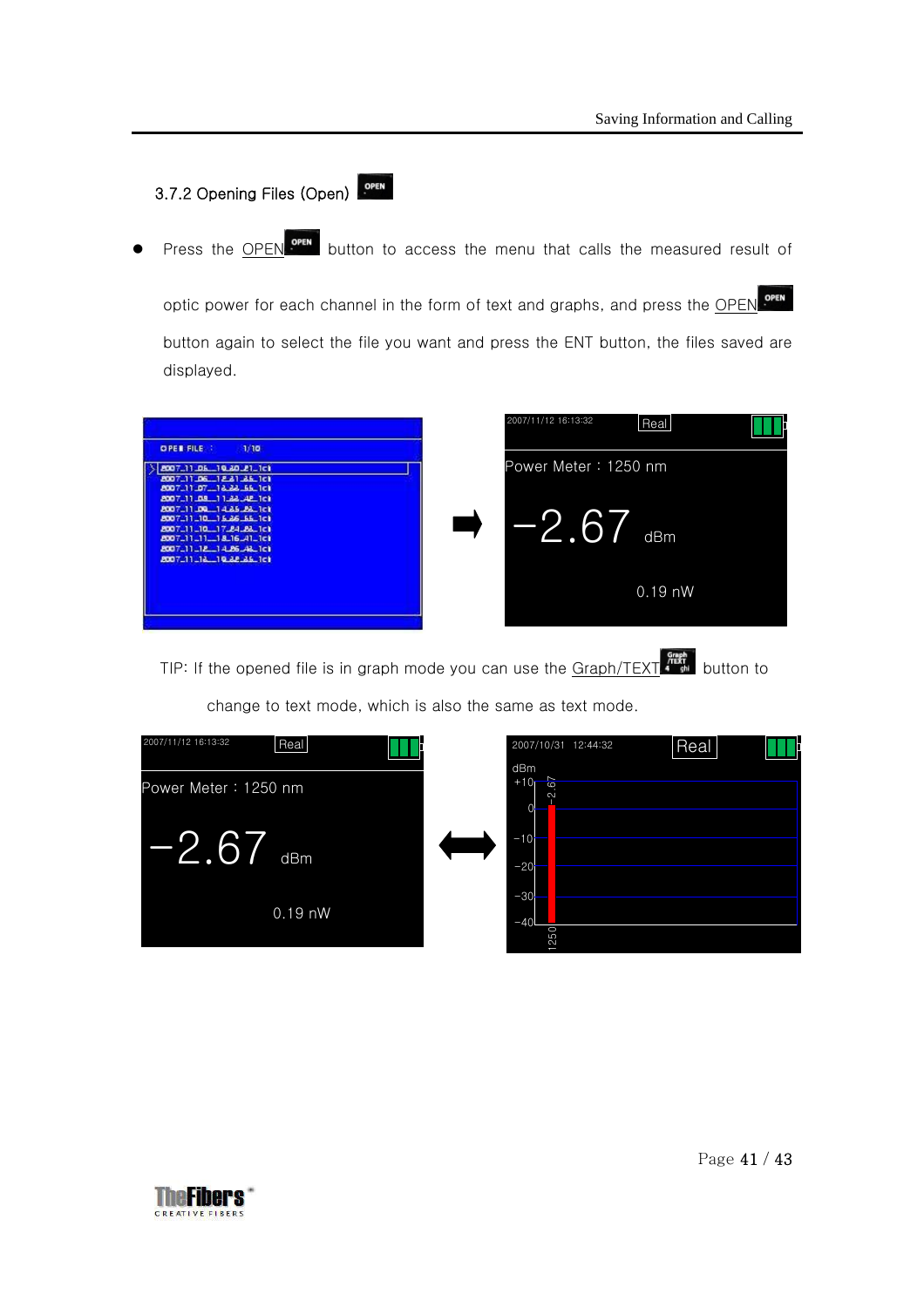### 3.7.2 Opening Files (Open)

- Press the OPEN button to access the menu that calls the measured result of optic power for each channel in the form of text and graphs, and press the OPEN button again to select the file you want and press the ENT button, the files saved are displayed.

TIP: If the opened file is in graph mode you can use the Graph/TEXT button to change to text mode, which is also the same as text mode.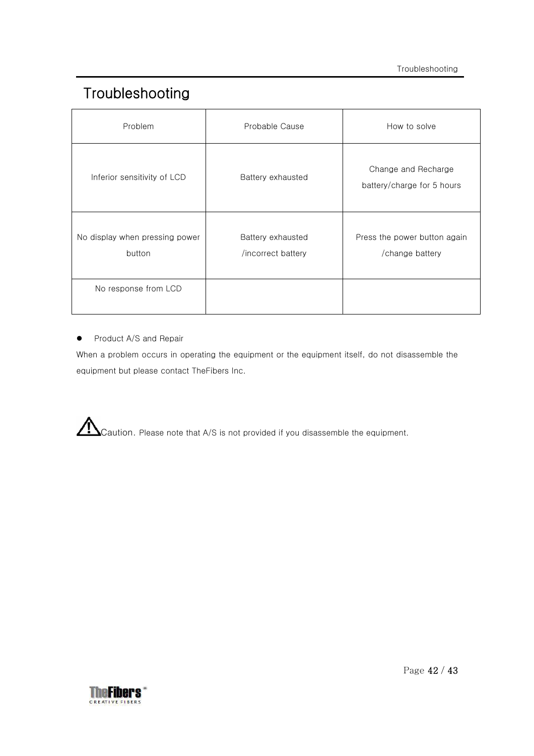# Troubleshooting

| Problem | Probable Cause | How to solve |
|---|---|---|
| Inferior sensitivity of LCD | Battery exhausted | Change and Recharge battery/charge for 5 hours |
| No display when pressing power button | Battery exhausted /incorrect battery | Press the power button again /change battery |
| No response from LCD | | |

- Product A/S and Repair

When a problem occurs in operating the equipment or the equipment itself, do not disassemble the equipment but please contact TheFibers Inc.

⚠ Caution. Please note that A/S is not provided if you disassemble the equipment.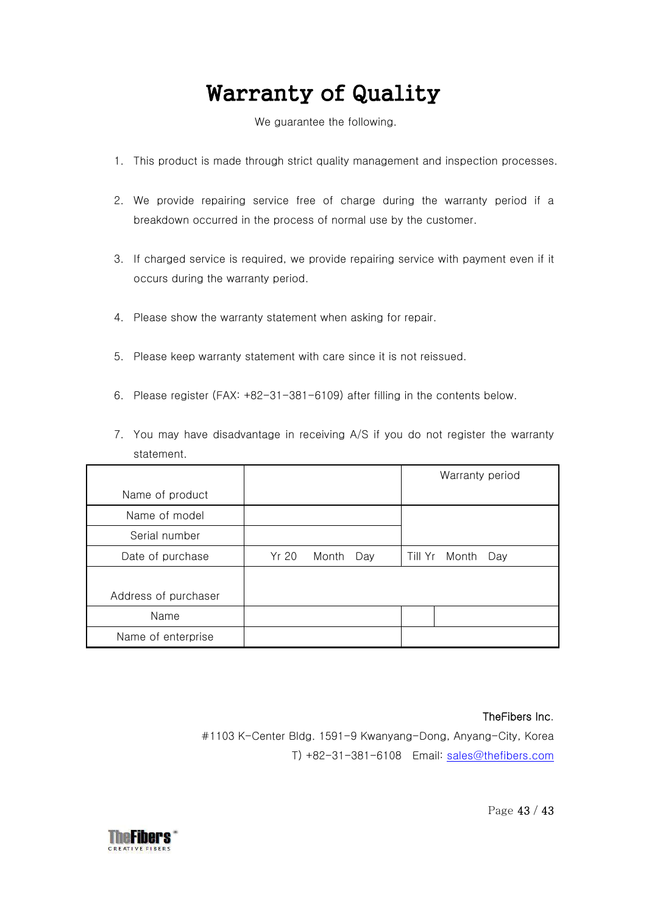# Warranty of Quality

We guarantee the following.

1. This product is made through strict quality management and inspection processes.
2. We provide repairing service free of charge during the warranty period if a breakdown occurred in the process of normal use by the customer.
3. If charged service is required, we provide repairing service with payment even if it occurs during the warranty period.
4. Please show the warranty statement when asking for repair.
5. Please keep warranty statement with care since it is not reissued.
6. Please register (FAX: +82-31-381-6109) after filling in the contents below.
7. You may have disadvantage in receiving A/S if you do not register the warranty statement.

| | | | |
|---|---|---|---|
| Name of product | | Warranty period | |
| Name of model | | | |
| Serial number | | | |
| Date of purchase | Yr 20 Month Day | Till Yr Month Day | |
| Address of purchaser | | | |
| Name | | | |
| Name of enterprise | | | |

TheFibers Inc.
#1103 K-Center Bldg. 1591-9 Kwanyang-Dong, Anyang-City, Korea
T) +82-31-381-6108 Email: sales@thefibers.com

TheFibers CREATIVE FIBERS